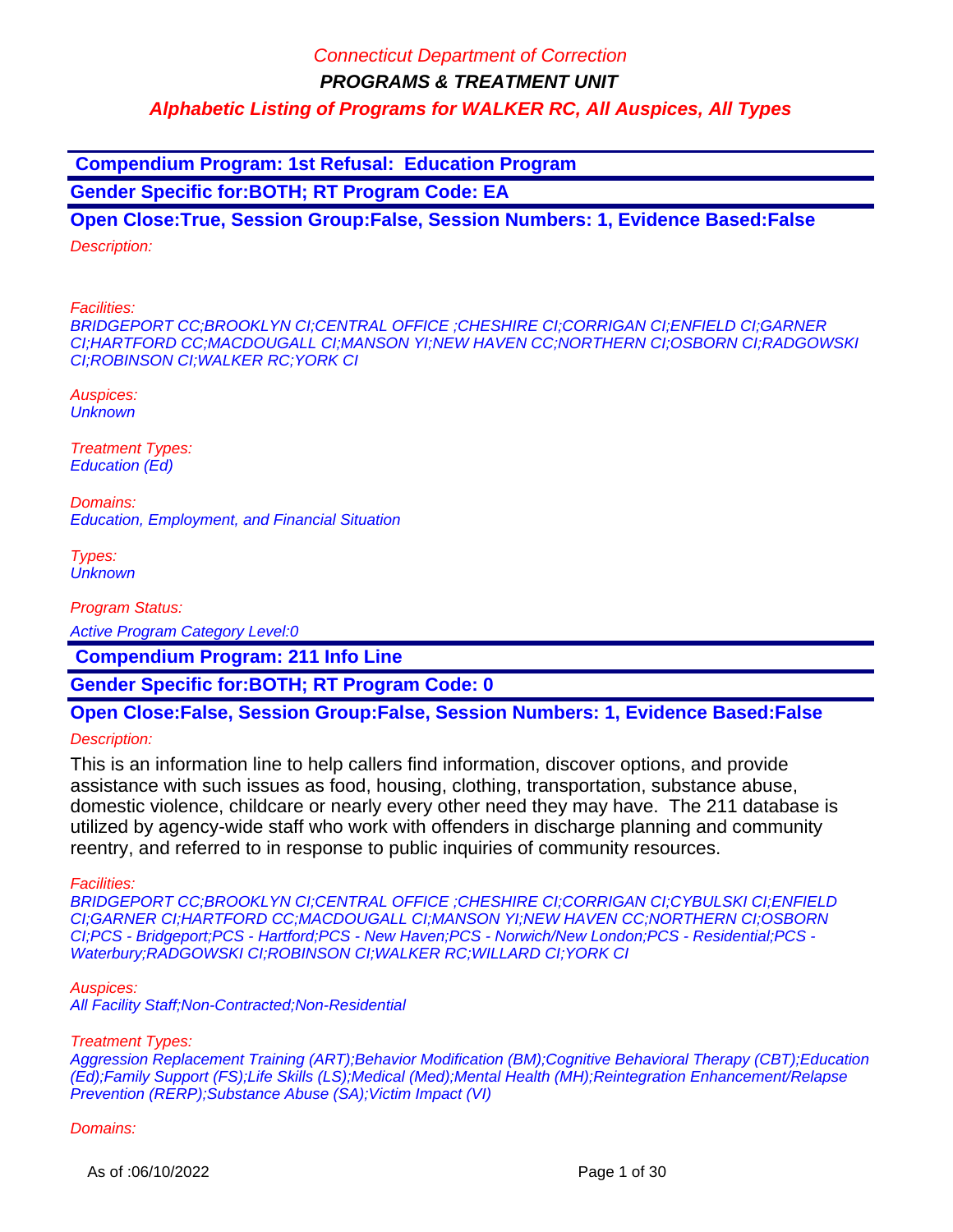# Connecticut Department of Correction

## PROGRAMS & TREATMENT UNIT

### Alphabetic Listing of Programs for WALKER RC, All Auspices, All Types

**Compendium Program: 1st Refusal:  Education Program**

**Gender Specific for:BOTH; RT Program Code: EA**

**Open Close:True, Session Group:False, Session Numbers: 1, Evidence Based:False**

*Description:*

*Facilities:*
*BRIDGEPORT CC;BROOKLYN CI;CENTRAL OFFICE ;CHESHIRE CI;CORRIGAN CI;ENFIELD CI;GARNER CI;HARTFORD CC;MACDOUGALL CI;MANSON YI;NEW HAVEN CC;NORTHERN CI;OSBORN CI;RADGOWSKI CI;ROBINSON CI;WALKER RC;YORK CI*

*Auspices:*
*Unknown*

*Treatment Types:*
*Education (Ed)*

*Domains:*
*Education, Employment, and Financial Situation*

*Types:*
*Unknown*

*Program Status:*

*Active Program Category Level:0*

**Compendium Program: 211 Info Line**

**Gender Specific for:BOTH; RT Program Code: 0**

**Open Close:False, Session Group:False, Session Numbers: 1, Evidence Based:False**

*Description:*

This is an information line to help callers find information, discover options, and provide assistance with such issues as food, housing, clothing, transportation, substance abuse, domestic violence, childcare or nearly every other need they may have.  The 211 database is utilized by agency-wide staff who work with offenders in discharge planning and community reentry, and referred to in response to public inquiries of community resources.

*Facilities:*
*BRIDGEPORT CC;BROOKLYN CI;CENTRAL OFFICE ;CHESHIRE CI;CORRIGAN CI;CYBULSKI CI;ENFIELD CI;GARNER CI;HARTFORD CC;MACDOUGALL CI;MANSON YI;NEW HAVEN CC;NORTHERN CI;OSBORN CI;PCS - Bridgeport;PCS - Hartford;PCS - New Haven;PCS - Norwich/New London;PCS - Residential;PCS - Waterbury;RADGOWSKI CI;ROBINSON CI;WALKER RC;WILLARD CI;YORK CI*

*Auspices:*
*All Facility Staff;Non-Contracted;Non-Residential*

*Treatment Types:*
*Aggression Replacement Training (ART);Behavior Modification (BM);Cognitive Behavioral Therapy (CBT);Education (Ed);Family Support (FS);Life Skills (LS);Medical (Med);Mental Health (MH);Reintegration Enhancement/Relapse Prevention (RERP);Substance Abuse (SA);Victim Impact (VI)*

*Domains:*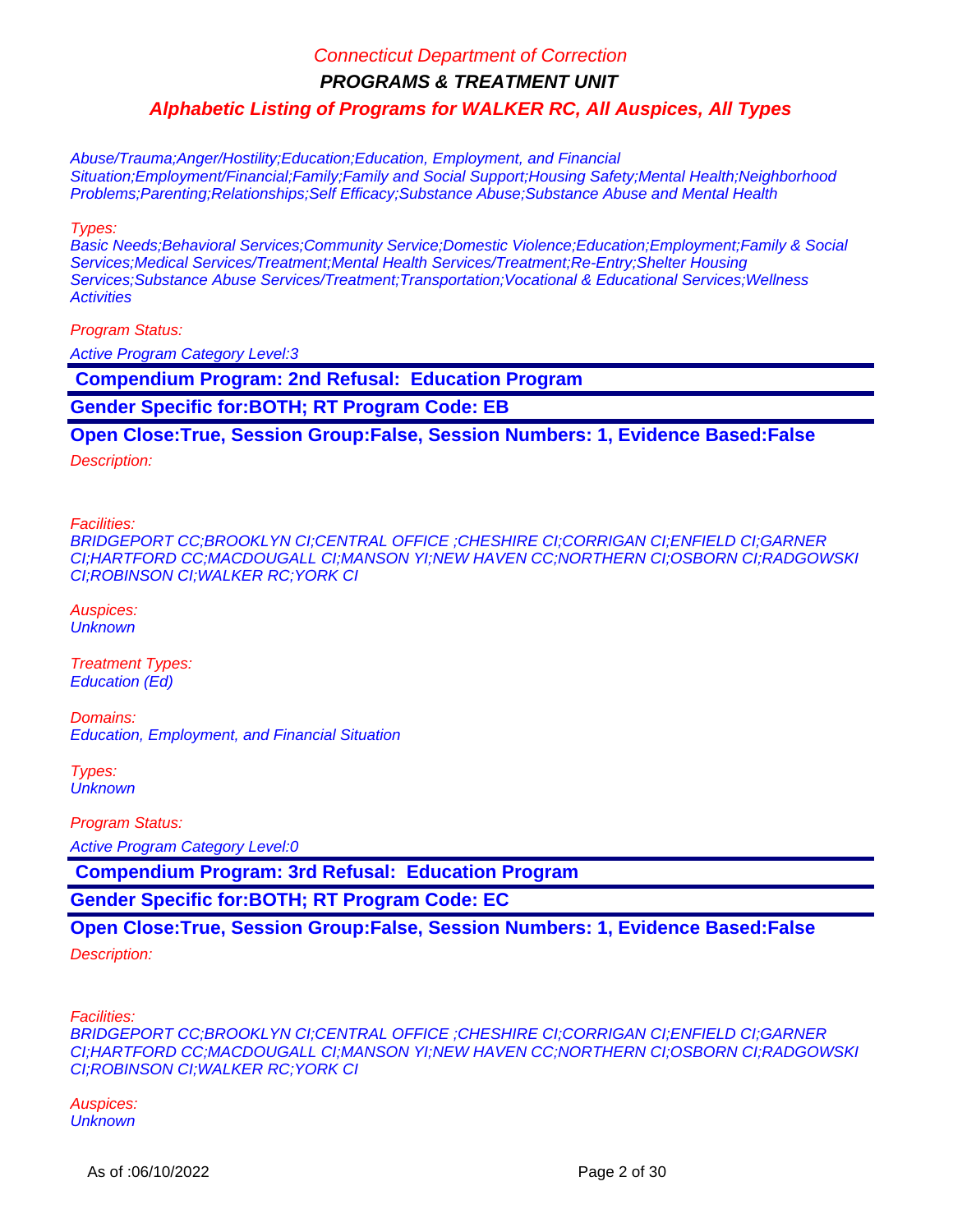Abuse/Trauma;Anger/Hostility;Education;Education, Employment, and Financial Situation;Employment/Financial;Family;Family and Social Support;Housing Safety;Mental Health;Neighborhood Problems;Parenting;Relationships;Self Efficacy;Substance Abuse;Substance Abuse and Mental Health

Types:
Basic Needs;Behavioral Services;Community Service;Domestic Violence;Education;Employment;Family & Social Services;Medical Services/Treatment;Mental Health Services/Treatment;Re-Entry;Shelter Housing Services;Substance Abuse Services/Treatment;Transportation;Vocational & Educational Services;Wellness Activities

Program Status:

Active Program Category Level:3

## Compendium Program: 2nd Refusal: Education Program

**Gender Specific for:BOTH; RT Program Code: EB**

**Open Close:True, Session Group:False, Session Numbers: 1, Evidence Based:False**

Description:

Facilities:
BRIDGEPORT CC;BROOKLYN CI;CENTRAL OFFICE ;CHESHIRE CI;CORRIGAN CI;ENFIELD CI;GARNER CI;HARTFORD CC;MACDOUGALL CI;MANSON YI;NEW HAVEN CC;NORTHERN CI;OSBORN CI;RADGOWSKI CI;ROBINSON CI;WALKER RC;YORK CI

Auspices:
Unknown

Treatment Types:
Education (Ed)

Domains:
Education, Employment, and Financial Situation

Types:
Unknown

Program Status:

Active Program Category Level:0

## Compendium Program: 3rd Refusal: Education Program

**Gender Specific for:BOTH; RT Program Code: EC**

**Open Close:True, Session Group:False, Session Numbers: 1, Evidence Based:False**

Description:

Facilities:
BRIDGEPORT CC;BROOKLYN CI;CENTRAL OFFICE ;CHESHIRE CI;CORRIGAN CI;ENFIELD CI;GARNER CI;HARTFORD CC;MACDOUGALL CI;MANSON YI;NEW HAVEN CC;NORTHERN CI;OSBORN CI;RADGOWSKI CI;ROBINSON CI;WALKER RC;YORK CI

Auspices:
Unknown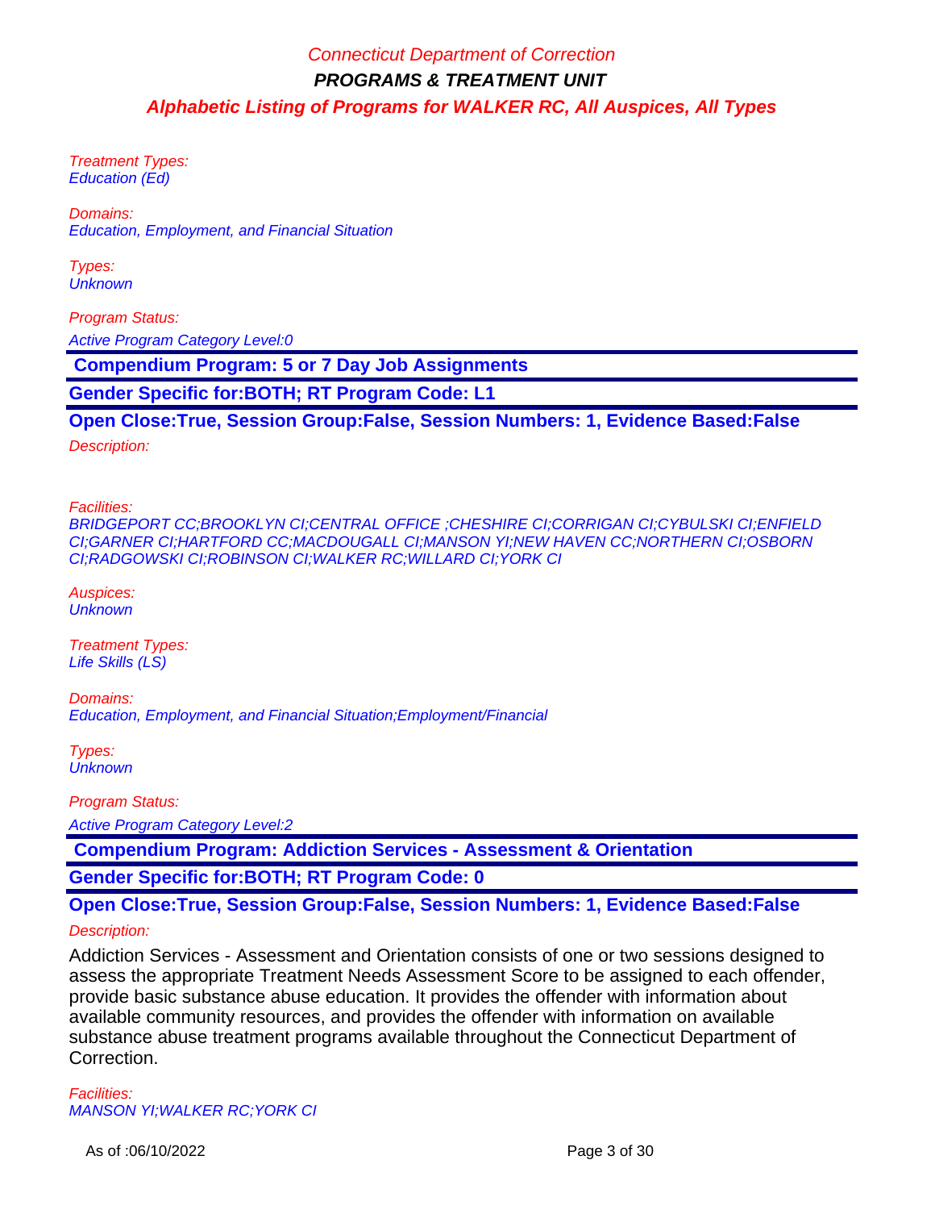Treatment Types:
Education (Ed)

Domains:
Education, Employment, and Financial Situation

Types:
Unknown

Program Status:

Active Program Category Level:0

**Compendium Program: 5 or 7 Day Job Assignments**

**Gender Specific for:BOTH; RT Program Code: L1**

**Open Close:True, Session Group:False, Session Numbers: 1, Evidence Based:False**

Description:

Facilities:
BRIDGEPORT CC;BROOKLYN CI;CENTRAL OFFICE ;CHESHIRE CI;CORRIGAN CI;CYBULSKI CI;ENFIELD CI;GARNER CI;HARTFORD CC;MACDOUGALL CI;MANSON YI;NEW HAVEN CC;NORTHERN CI;OSBORN CI;RADGOWSKI CI;ROBINSON CI;WALKER RC;WILLARD CI;YORK CI

Auspices:
Unknown

Treatment Types:
Life Skills (LS)

Domains:
Education, Employment, and Financial Situation;Employment/Financial

Types:
Unknown

Program Status:

Active Program Category Level:2

**Compendium Program: Addiction Services - Assessment & Orientation**

**Gender Specific for:BOTH; RT Program Code: 0**

**Open Close:True, Session Group:False, Session Numbers: 1, Evidence Based:False**

Description:

Addiction Services - Assessment and Orientation consists of one or two sessions designed to assess the appropriate Treatment Needs Assessment Score to be assigned to each offender, provide basic substance abuse education. It provides the offender with information about available community resources, and provides the offender with information on available substance abuse treatment programs available throughout the Connecticut Department of Correction.

Facilities:
MANSON YI;WALKER RC;YORK CI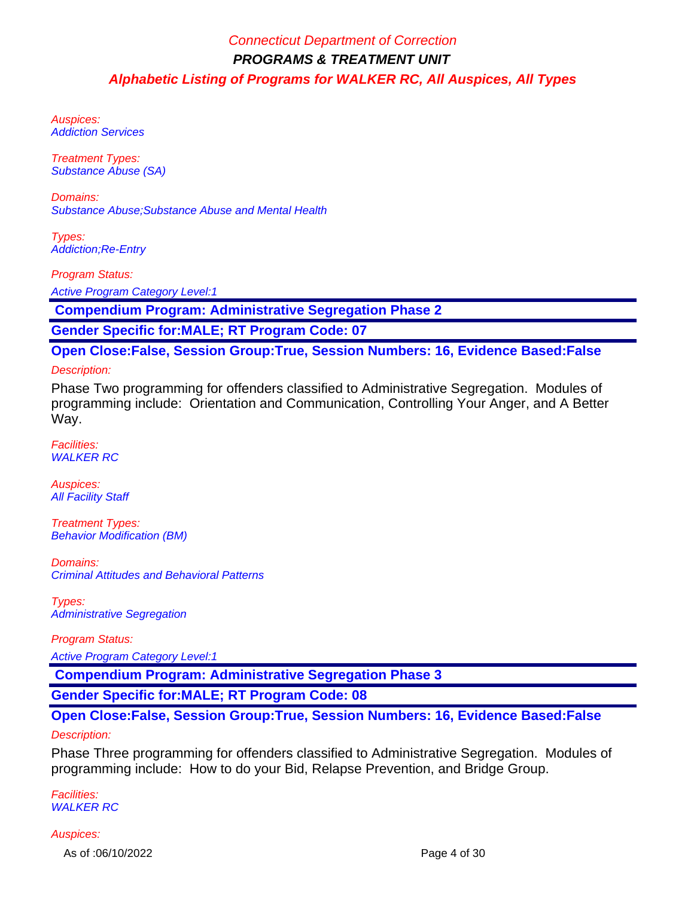Auspices:
Addiction Services

Treatment Types:
Substance Abuse (SA)

Domains:
Substance Abuse;Substance Abuse and Mental Health

Types:
Addiction;Re-Entry

Program Status:

Active Program Category Level:1

**Compendium Program: Administrative Segregation Phase 2**

**Gender Specific for:MALE; RT Program Code: 07**

**Open Close:False, Session Group:True, Session Numbers: 16, Evidence Based:False**

Description:

Phase Two programming for offenders classified to Administrative Segregation. Modules of programming include: Orientation and Communication, Controlling Your Anger, and A Better Way.

Facilities:
WALKER RC

Auspices:
All Facility Staff

Treatment Types:
Behavior Modification (BM)

Domains:
Criminal Attitudes and Behavioral Patterns

Types:
Administrative Segregation

Program Status:

Active Program Category Level:1

**Compendium Program: Administrative Segregation Phase 3**

**Gender Specific for:MALE; RT Program Code: 08**

**Open Close:False, Session Group:True, Session Numbers: 16, Evidence Based:False**

Description:

Phase Three programming for offenders classified to Administrative Segregation. Modules of programming include: How to do your Bid, Relapse Prevention, and Bridge Group.

Facilities:
WALKER RC

Auspices:

As of :06/10/2022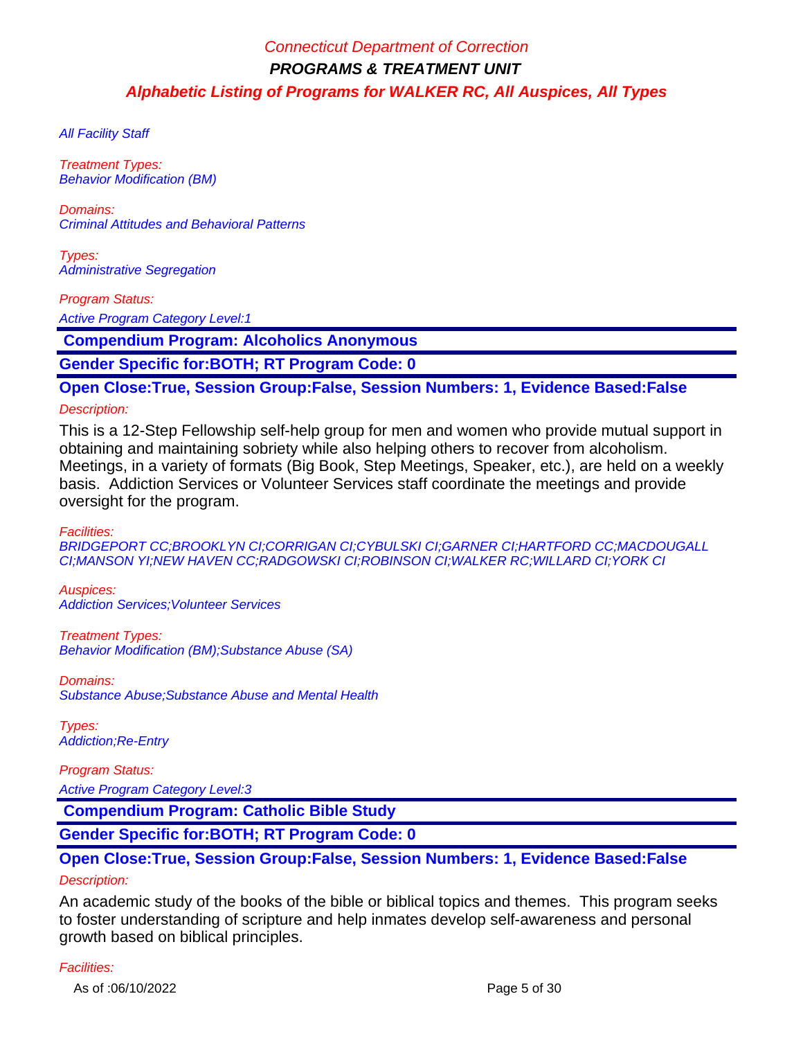All Facility Staff

*Treatment Types:*
Behavior Modification (BM)

*Domains:*
Criminal Attitudes and Behavioral Patterns

*Types:*
Administrative Segregation

*Program Status:*
Active Program Category Level:1

**Compendium Program: Alcoholics Anonymous**

**Gender Specific for:BOTH; RT Program Code: 0**

**Open Close:True, Session Group:False, Session Numbers: 1, Evidence Based:False**

*Description:*

This is a 12-Step Fellowship self-help group for men and women who provide mutual support in obtaining and maintaining sobriety while also helping others to recover from alcoholism. Meetings, in a variety of formats (Big Book, Step Meetings, Speaker, etc.), are held on a weekly basis. Addiction Services or Volunteer Services staff coordinate the meetings and provide oversight for the program.

*Facilities:*
BRIDGEPORT CC;BROOKLYN CI;CORRIGAN CI;CYBULSKI CI;GARNER CI;HARTFORD CC;MACDOUGALL CI;MANSON YI;NEW HAVEN CC;RADGOWSKI CI;ROBINSON CI;WALKER RC;WILLARD CI;YORK CI

*Auspices:*
Addiction Services;Volunteer Services

*Treatment Types:*
Behavior Modification (BM);Substance Abuse (SA)

*Domains:*
Substance Abuse;Substance Abuse and Mental Health

*Types:*
Addiction;Re-Entry

*Program Status:*
Active Program Category Level:3

**Compendium Program: Catholic Bible Study**

**Gender Specific for:BOTH; RT Program Code: 0**

**Open Close:True, Session Group:False, Session Numbers: 1, Evidence Based:False**

*Description:*

An academic study of the books of the bible or biblical topics and themes. This program seeks to foster understanding of scripture and help inmates develop self-awareness and personal growth based on biblical principles.

*Facilities:*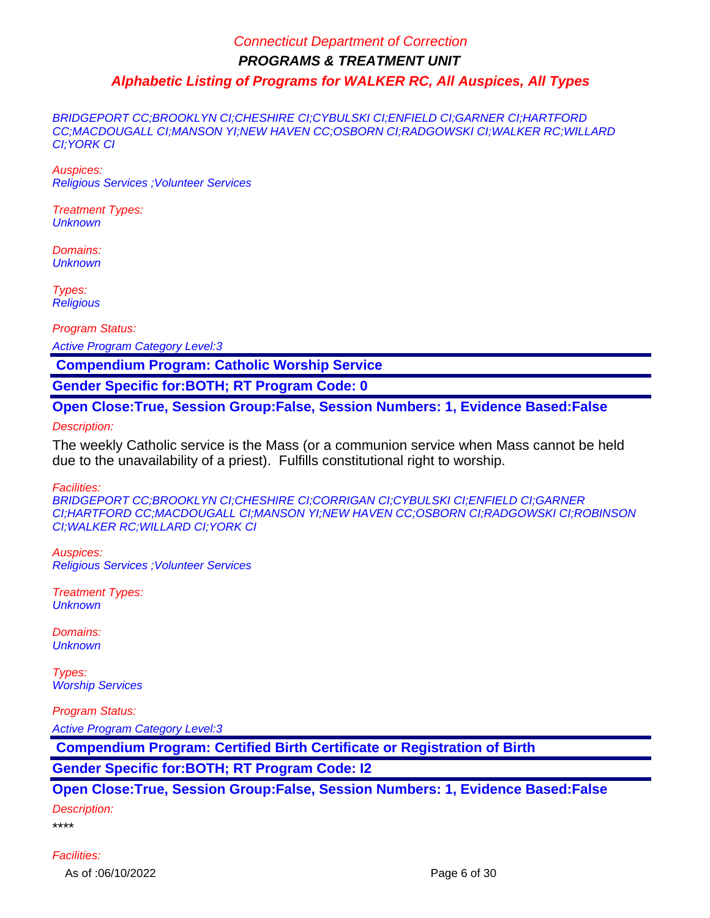BRIDGEPORT CC;BROOKLYN CI;CHESHIRE CI;CYBULSKI CI;ENFIELD CI;GARNER CI;HARTFORD CC;MACDOUGALL CI;MANSON YI;NEW HAVEN CC;OSBORN CI;RADGOWSKI CI;WALKER RC;WILLARD CI;YORK CI

Auspices:
Religious Services ;Volunteer Services

Treatment Types:
Unknown

Domains:
Unknown

Types:
Religious

Program Status:

Active Program Category Level:3

**Compendium Program: Catholic Worship Service**

**Gender Specific for:BOTH; RT Program Code: 0**

**Open Close:True, Session Group:False, Session Numbers: 1, Evidence Based:False**

Description:

The weekly Catholic service is the Mass (or a communion service when Mass cannot be held due to the unavailability of a priest). Fulfills constitutional right to worship.

Facilities:
BRIDGEPORT CC;BROOKLYN CI;CHESHIRE CI;CORRIGAN CI;CYBULSKI CI;ENFIELD CI;GARNER CI;HARTFORD CC;MACDOUGALL CI;MANSON YI;NEW HAVEN CC;OSBORN CI;RADGOWSKI CI;ROBINSON CI;WALKER RC;WILLARD CI;YORK CI

Auspices:
Religious Services ;Volunteer Services

Treatment Types:
Unknown

Domains:
Unknown

Types:
Worship Services

Program Status:

Active Program Category Level:3

**Compendium Program: Certified Birth Certificate or Registration of Birth**

**Gender Specific for:BOTH; RT Program Code: I2**

**Open Close:True, Session Group:False, Session Numbers: 1, Evidence Based:False**

Description:

****

Facilities: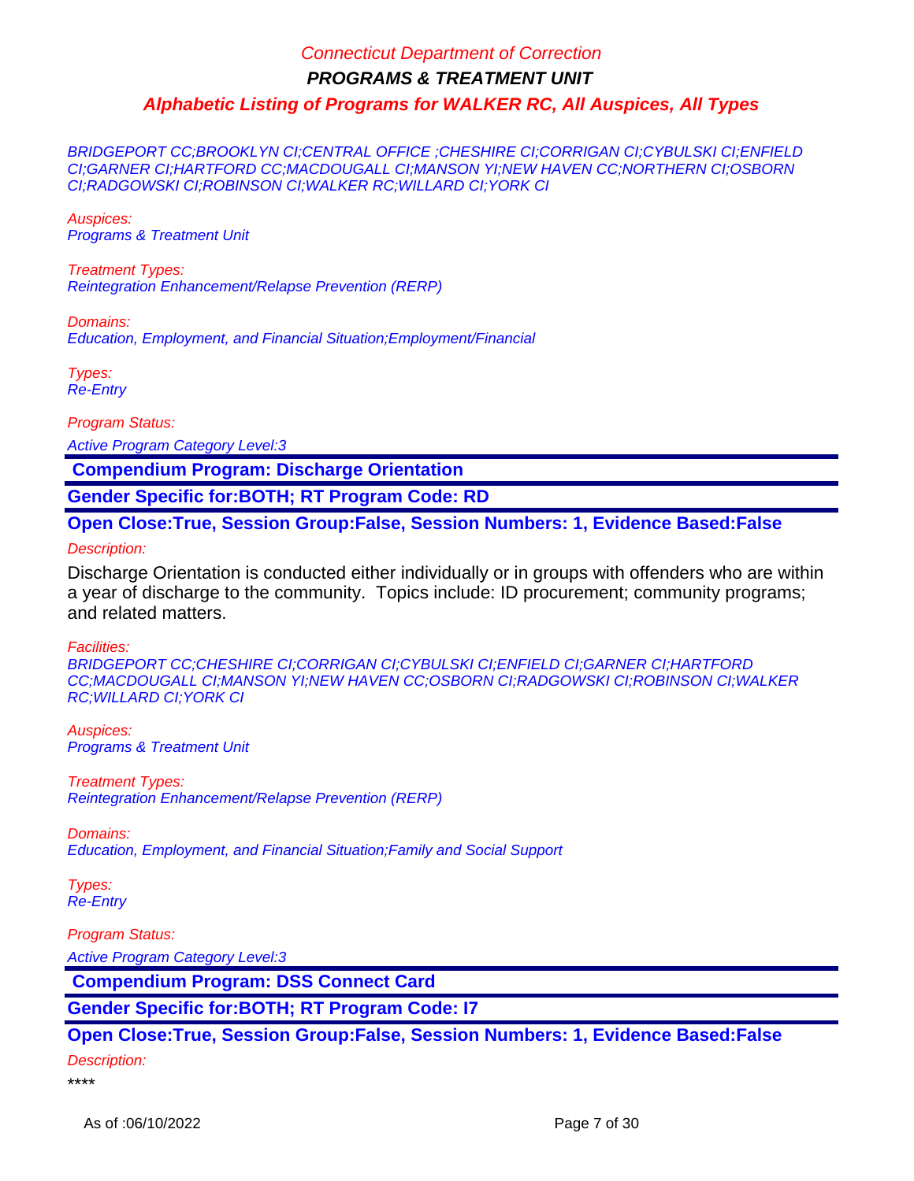BRIDGEPORT CC;BROOKLYN CI;CENTRAL OFFICE ;CHESHIRE CI;CORRIGAN CI;CYBULSKI CI;ENFIELD CI;GARNER CI;HARTFORD CC;MACDOUGALL CI;MANSON YI;NEW HAVEN CC;NORTHERN CI;OSBORN CI;RADGOWSKI CI;ROBINSON CI;WALKER RC;WILLARD CI;YORK CI

*Auspices:*
*Programs & Treatment Unit*

*Treatment Types:*
*Reintegration Enhancement/Relapse Prevention (RERP)*

*Domains:*
*Education, Employment, and Financial Situation;Employment/Financial*

*Types:*
*Re-Entry*

*Program Status:*

*Active Program Category Level:3*

## Compendium Program: Discharge Orientation

**Gender Specific for:BOTH; RT Program Code: RD**

**Open Close:True, Session Group:False, Session Numbers: 1, Evidence Based:False**

*Description:*

Discharge Orientation is conducted either individually or in groups with offenders who are within a year of discharge to the community. Topics include: ID procurement; community programs; and related matters.

*Facilities:*
*BRIDGEPORT CC;CHESHIRE CI;CORRIGAN CI;CYBULSKI CI;ENFIELD CI;GARNER CI;HARTFORD CC;MACDOUGALL CI;MANSON YI;NEW HAVEN CC;OSBORN CI;RADGOWSKI CI;ROBINSON CI;WALKER RC;WILLARD CI;YORK CI*

*Auspices:*
*Programs & Treatment Unit*

*Treatment Types:*
*Reintegration Enhancement/Relapse Prevention (RERP)*

*Domains:*
*Education, Employment, and Financial Situation;Family and Social Support*

*Types:*
*Re-Entry*

*Program Status:*

*Active Program Category Level:3*

## Compendium Program: DSS Connect Card

**Gender Specific for:BOTH; RT Program Code: I7**

**Open Close:True, Session Group:False, Session Numbers: 1, Evidence Based:False**

*Description:*

****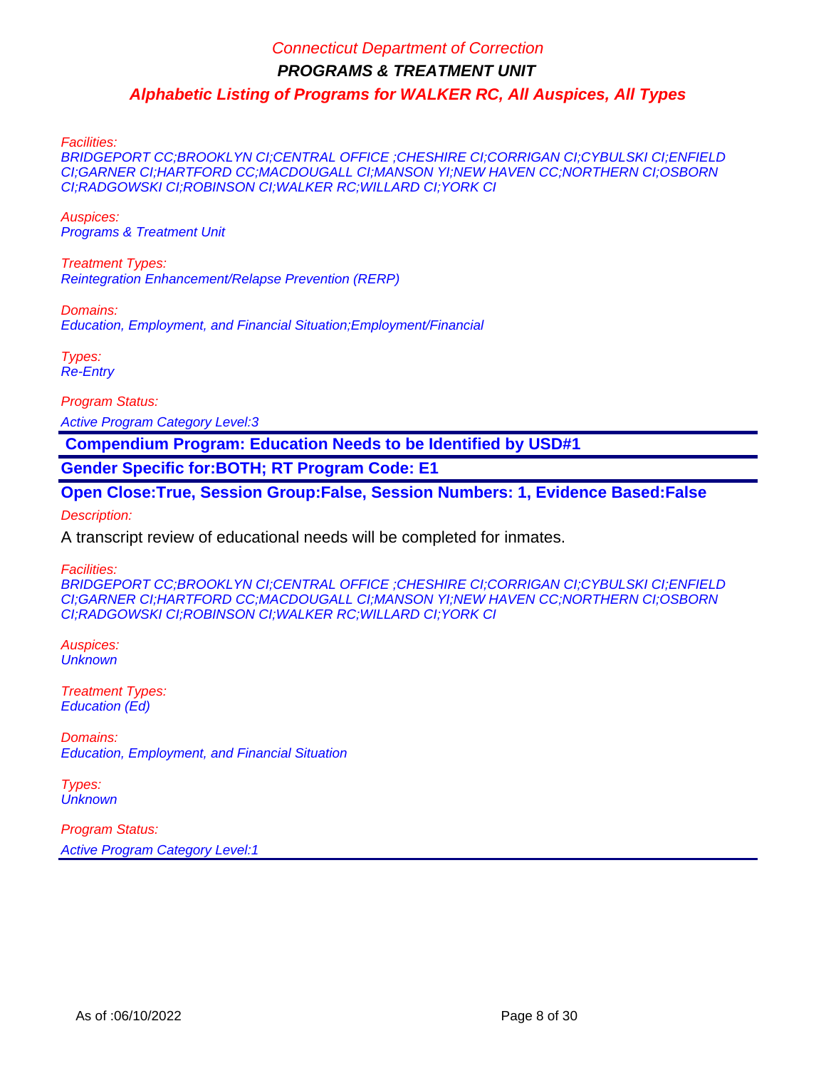*Facilities:*
*BRIDGEPORT CC;BROOKLYN CI;CENTRAL OFFICE ;CHESHIRE CI;CORRIGAN CI;CYBULSKI CI;ENFIELD CI;GARNER CI;HARTFORD CC;MACDOUGALL CI;MANSON YI;NEW HAVEN CC;NORTHERN CI;OSBORN CI;RADGOWSKI CI;ROBINSON CI;WALKER RC;WILLARD CI;YORK CI*

*Auspices:*
*Programs & Treatment Unit*

*Treatment Types:*
*Reintegration Enhancement/Relapse Prevention (RERP)*

*Domains:*
*Education, Employment, and Financial Situation;Employment/Financial*

*Types:*
*Re-Entry*

*Program Status:*

*Active Program Category Level:3*

---

**Compendium Program: Education Needs to be Identified by USD#1**

**Gender Specific for:BOTH; RT Program Code: E1**

**Open Close:True, Session Group:False, Session Numbers: 1, Evidence Based:False**

*Description:*

A transcript review of educational needs will be completed for inmates.

*Facilities:*
*BRIDGEPORT CC;BROOKLYN CI;CENTRAL OFFICE ;CHESHIRE CI;CORRIGAN CI;CYBULSKI CI;ENFIELD CI;GARNER CI;HARTFORD CC;MACDOUGALL CI;MANSON YI;NEW HAVEN CC;NORTHERN CI;OSBORN CI;RADGOWSKI CI;ROBINSON CI;WALKER RC;WILLARD CI;YORK CI*

*Auspices:*
*Unknown*

*Treatment Types:*
*Education (Ed)*

*Domains:*
*Education, Employment, and Financial Situation*

*Types:*
*Unknown*

*Program Status:*

*Active Program Category Level:1*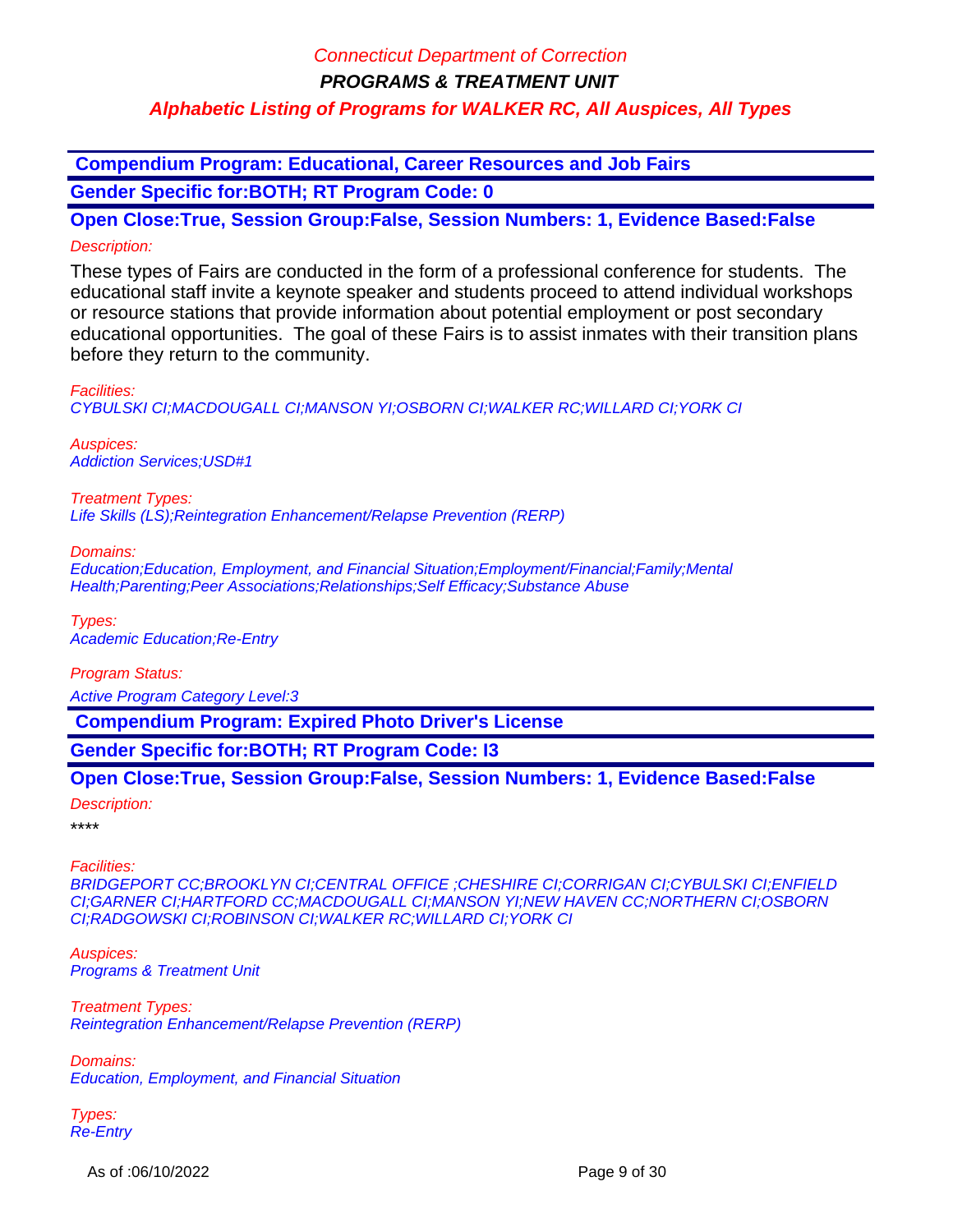## Compendium Program: Educational, Career Resources and Job Fairs

**Gender Specific for:BOTH; RT Program Code: 0**

**Open Close:True, Session Group:False, Session Numbers: 1, Evidence Based:False**

*Description:*

These types of Fairs are conducted in the form of a professional conference for students. The educational staff invite a keynote speaker and students proceed to attend individual workshops or resource stations that provide information about potential employment or post secondary educational opportunities. The goal of these Fairs is to assist inmates with their transition plans before they return to the community.

*Facilities:*
*CYBULSKI CI;MACDOUGALL CI;MANSON YI;OSBORN CI;WALKER RC;WILLARD CI;YORK CI*

*Auspices:*
*Addiction Services;USD#1*

*Treatment Types:*
*Life Skills (LS);Reintegration Enhancement/Relapse Prevention (RERP)*

*Domains:*
*Education;Education, Employment, and Financial Situation;Employment/Financial;Family;Mental Health;Parenting;Peer Associations;Relationships;Self Efficacy;Substance Abuse*

*Types:*
*Academic Education;Re-Entry*

*Program Status:*

*Active Program Category Level:3*

## Compendium Program: Expired Photo Driver's License

**Gender Specific for:BOTH; RT Program Code: I3**

**Open Close:True, Session Group:False, Session Numbers: 1, Evidence Based:False**

*Description:*

****

*Facilities:*
*BRIDGEPORT CC;BROOKLYN CI;CENTRAL OFFICE ;CHESHIRE CI;CORRIGAN CI;CYBULSKI CI;ENFIELD CI;GARNER CI;HARTFORD CC;MACDOUGALL CI;MANSON YI;NEW HAVEN CC;NORTHERN CI;OSBORN CI;RADGOWSKI CI;ROBINSON CI;WALKER RC;WILLARD CI;YORK CI*

*Auspices:*
*Programs & Treatment Unit*

*Treatment Types:*
*Reintegration Enhancement/Relapse Prevention (RERP)*

*Domains:*
*Education, Employment, and Financial Situation*

*Types:*
*Re-Entry*

As of :06/10/2022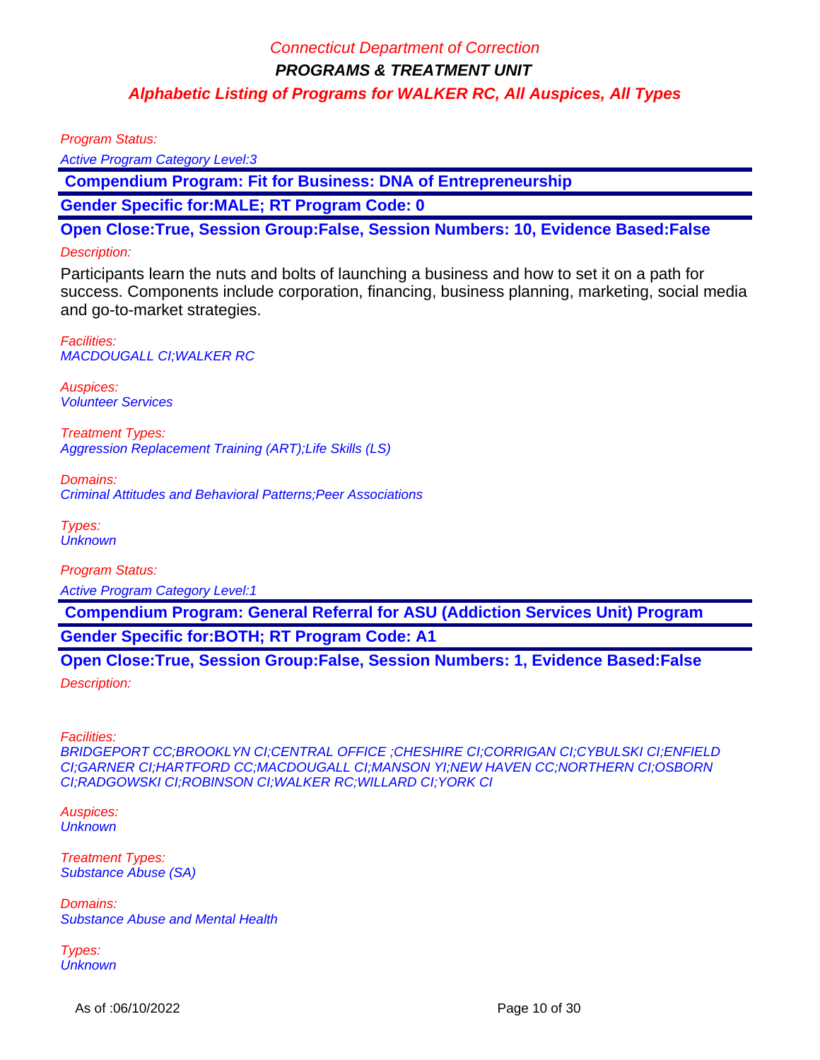Program Status:

Active Program Category Level:3

**Compendium Program: Fit for Business: DNA of Entrepreneurship**

**Gender Specific for:MALE; RT Program Code: 0**

**Open Close:True, Session Group:False, Session Numbers: 10, Evidence Based:False**

Description:

Participants learn the nuts and bolts of launching a business and how to set it on a path for success. Components include corporation, financing, business planning, marketing, social media and go-to-market strategies.

Facilities:
MACDOUGALL CI;WALKER RC

Auspices:
Volunteer Services

Treatment Types:
Aggression Replacement Training (ART);Life Skills (LS)

Domains:
Criminal Attitudes and Behavioral Patterns;Peer Associations

Types:
Unknown

Program Status:

Active Program Category Level:1

**Compendium Program: General Referral for ASU (Addiction Services Unit) Program**

**Gender Specific for:BOTH; RT Program Code: A1**

**Open Close:True, Session Group:False, Session Numbers: 1, Evidence Based:False**

Description:

Facilities:
BRIDGEPORT CC;BROOKLYN CI;CENTRAL OFFICE ;CHESHIRE CI;CORRIGAN CI;CYBULSKI CI;ENFIELD CI;GARNER CI;HARTFORD CC;MACDOUGALL CI;MANSON YI;NEW HAVEN CC;NORTHERN CI;OSBORN CI;RADGOWSKI CI;ROBINSON CI;WALKER RC;WILLARD CI;YORK CI

Auspices:
Unknown

Treatment Types:
Substance Abuse (SA)

Domains:
Substance Abuse and Mental Health

Types:
Unknown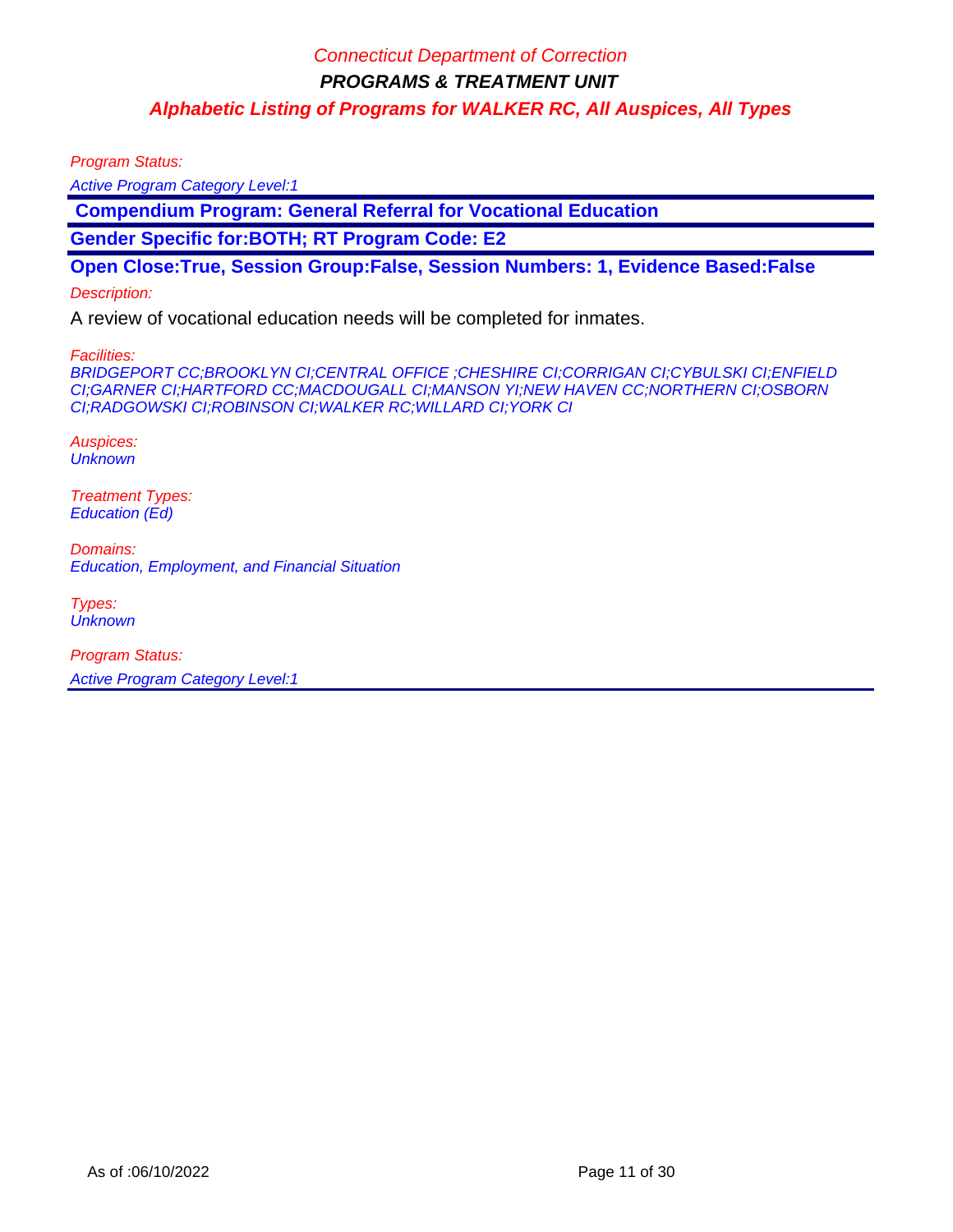Program Status:

*Active Program Category Level:1*

**Compendium Program: General Referral for Vocational Education**

**Gender Specific for:BOTH; RT Program Code: E2**

**Open Close:True, Session Group:False, Session Numbers: 1, Evidence Based:False**

Description:

A review of vocational education needs will be completed for inmates.

Facilities:

*BRIDGEPORT CC;BROOKLYN CI;CENTRAL OFFICE ;CHESHIRE CI;CORRIGAN CI;CYBULSKI CI;ENFIELD CI;GARNER CI;HARTFORD CC;MACDOUGALL CI;MANSON YI;NEW HAVEN CC;NORTHERN CI;OSBORN CI;RADGOWSKI CI;ROBINSON CI;WALKER RC;WILLARD CI;YORK CI*

Auspices:

*Unknown*

Treatment Types:

*Education (Ed)*

Domains:

*Education, Employment, and Financial Situation*

Types:

*Unknown*

Program Status:

*Active Program Category Level:1*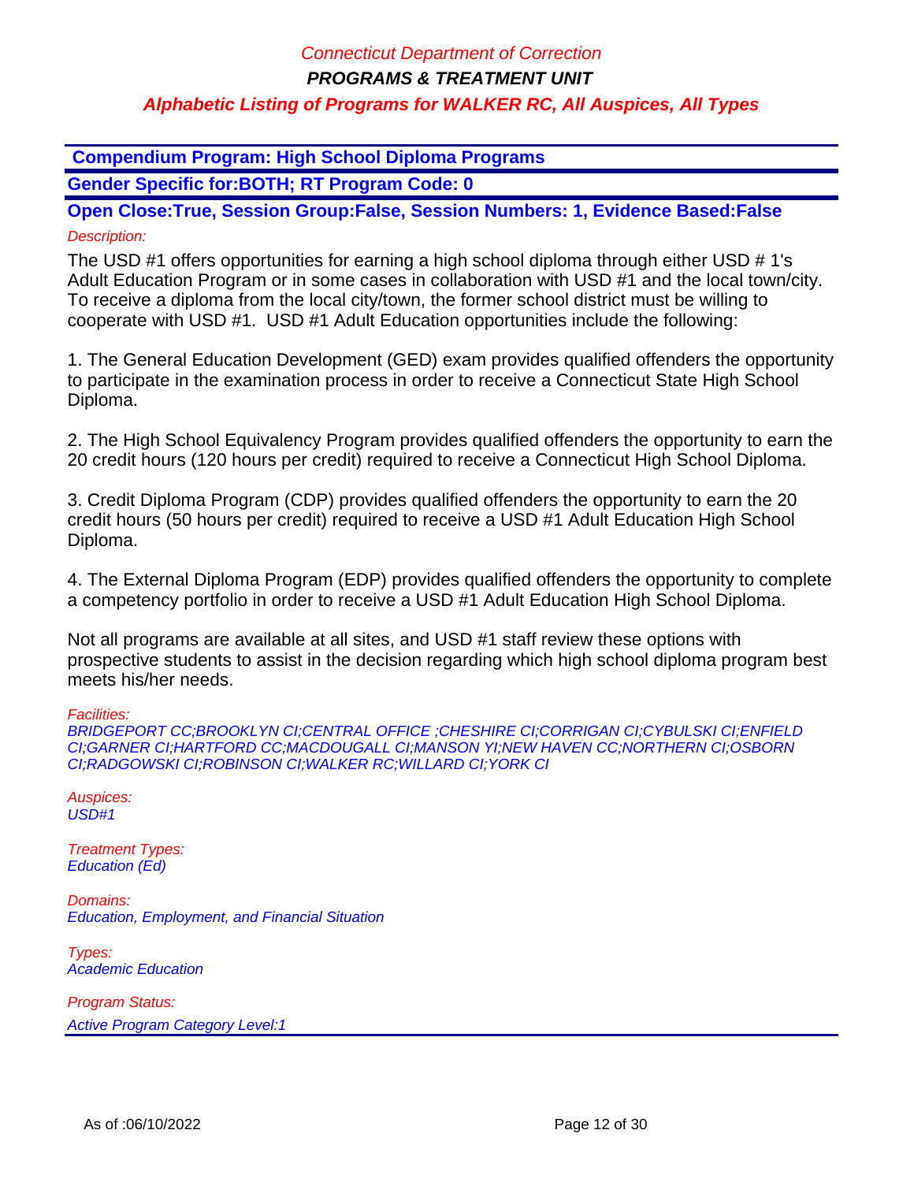**Compendium Program: High School Diploma Programs**

**Gender Specific for:BOTH; RT Program Code: 0**

**Open Close:True, Session Group:False, Session Numbers: 1, Evidence Based:False**

*Description:*

The USD #1 offers opportunities for earning a high school diploma through either USD # 1's Adult Education Program or in some cases in collaboration with USD #1 and the local town/city. To receive a diploma from the local city/town, the former school district must be willing to cooperate with USD #1. USD #1 Adult Education opportunities include the following:

1. The General Education Development (GED) exam provides qualified offenders the opportunity to participate in the examination process in order to receive a Connecticut State High School Diploma.

2. The High School Equivalency Program provides qualified offenders the opportunity to earn the 20 credit hours (120 hours per credit) required to receive a Connecticut High School Diploma.

3. Credit Diploma Program (CDP) provides qualified offenders the opportunity to earn the 20 credit hours (50 hours per credit) required to receive a USD #1 Adult Education High School Diploma.

4. The External Diploma Program (EDP) provides qualified offenders the opportunity to complete a competency portfolio in order to receive a USD #1 Adult Education High School Diploma.

Not all programs are available at all sites, and USD #1 staff review these options with prospective students to assist in the decision regarding which high school diploma program best meets his/her needs.

*Facilities:*
*BRIDGEPORT CC;BROOKLYN CI;CENTRAL OFFICE ;CHESHIRE CI;CORRIGAN CI;CYBULSKI CI;ENFIELD CI;GARNER CI;HARTFORD CC;MACDOUGALL CI;MANSON YI;NEW HAVEN CC;NORTHERN CI;OSBORN CI;RADGOWSKI CI;ROBINSON CI;WALKER RC;WILLARD CI;YORK CI*

*Auspices:*
*USD#1*

*Treatment Types:*
*Education (Ed)*

*Domains:*
*Education, Employment, and Financial Situation*

*Types:*
*Academic Education*

*Program Status:*
*Active Program Category Level:1*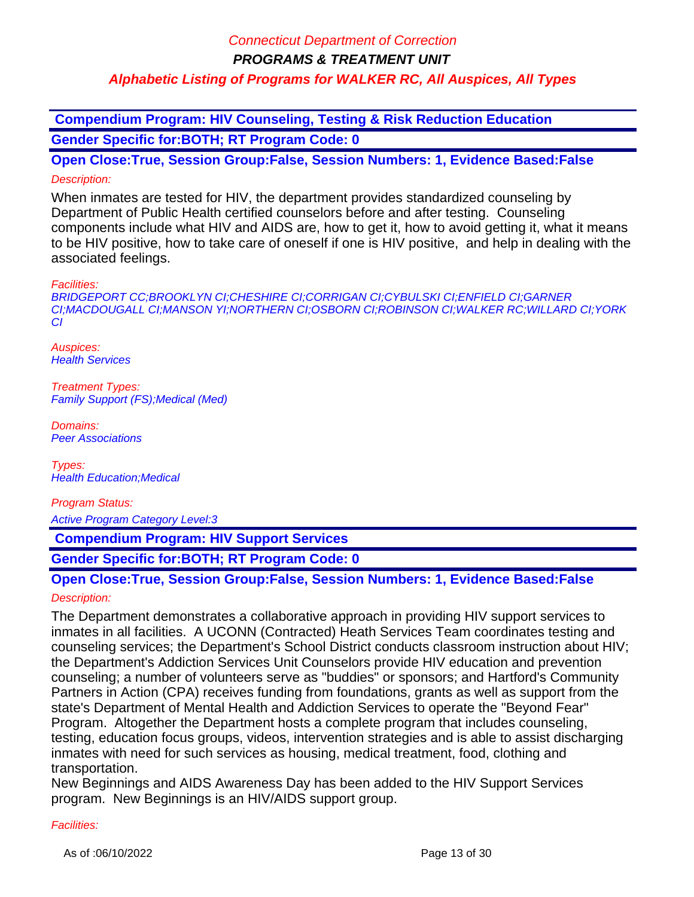**Compendium Program: HIV Counseling, Testing & Risk Reduction Education**

**Gender Specific for:BOTH; RT Program Code: 0**

**Open Close:True, Session Group:False, Session Numbers: 1, Evidence Based:False**

*Description:*

When inmates are tested for HIV, the department provides standardized counseling by Department of Public Health certified counselors before and after testing. Counseling components include what HIV and AIDS are, how to get it, how to avoid getting it, what it means to be HIV positive, how to take care of oneself if one is HIV positive, and help in dealing with the associated feelings.

*Facilities:*

*BRIDGEPORT CC;BROOKLYN CI;CHESHIRE CI;CORRIGAN CI;CYBULSKI CI;ENFIELD CI;GARNER CI;MACDOUGALL CI;MANSON YI;NORTHERN CI;OSBORN CI;ROBINSON CI;WALKER RC;WILLARD CI;YORK CI*

*Auspices:*

*Health Services*

*Treatment Types:*

*Family Support (FS);Medical (Med)*

*Domains:*

*Peer Associations*

*Types:*

*Health Education;Medical*

*Program Status:*

*Active Program Category Level:3*

**Compendium Program: HIV Support Services**

**Gender Specific for:BOTH; RT Program Code: 0**

**Open Close:True, Session Group:False, Session Numbers: 1, Evidence Based:False**

*Description:*

The Department demonstrates a collaborative approach in providing HIV support services to inmates in all facilities. A UCONN (Contracted) Heath Services Team coordinates testing and counseling services; the Department's School District conducts classroom instruction about HIV; the Department's Addiction Services Unit Counselors provide HIV education and prevention counseling; a number of volunteers serve as "buddies" or sponsors; and Hartford's Community Partners in Action (CPA) receives funding from foundations, grants as well as support from the state's Department of Mental Health and Addiction Services to operate the "Beyond Fear" Program. Altogether the Department hosts a complete program that includes counseling, testing, education focus groups, videos, intervention strategies and is able to assist discharging inmates with need for such services as housing, medical treatment, food, clothing and transportation.

New Beginnings and AIDS Awareness Day has been added to the HIV Support Services program. New Beginnings is an HIV/AIDS support group.

*Facilities:*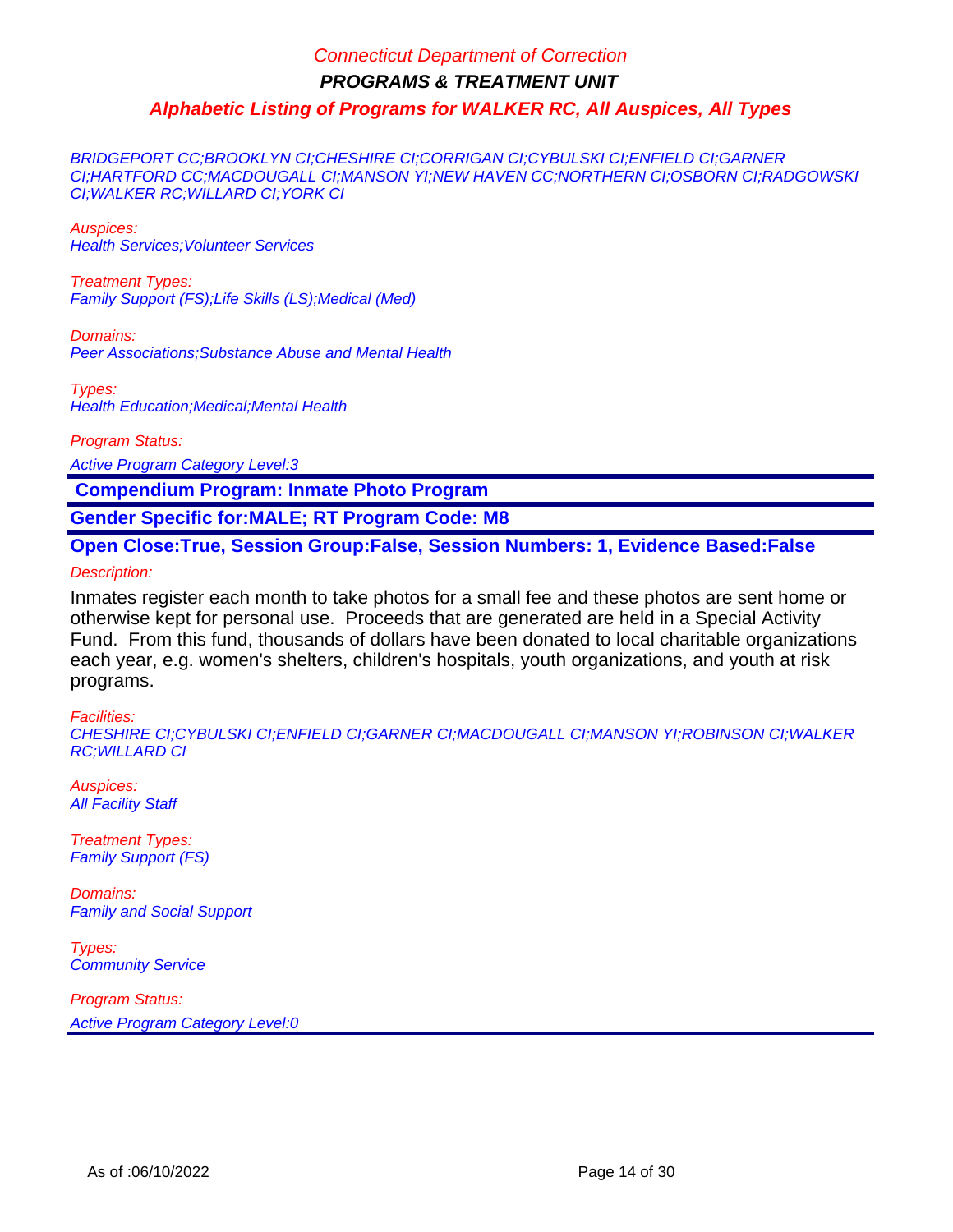BRIDGEPORT CC;BROOKLYN CI;CHESHIRE CI;CORRIGAN CI;CYBULSKI CI;ENFIELD CI;GARNER CI;HARTFORD CC;MACDOUGALL CI;MANSON YI;NEW HAVEN CC;NORTHERN CI;OSBORN CI;RADGOWSKI CI;WALKER RC;WILLARD CI;YORK CI

*Auspices:*
Health Services;Volunteer Services

*Treatment Types:*
Family Support (FS);Life Skills (LS);Medical (Med)

*Domains:*
Peer Associations;Substance Abuse and Mental Health

*Types:*
Health Education;Medical;Mental Health

*Program Status:*
Active Program Category Level:3

## Compendium Program: Inmate Photo Program

**Gender Specific for:MALE; RT Program Code: M8**

**Open Close:True, Session Group:False, Session Numbers: 1, Evidence Based:False**

*Description:*

Inmates register each month to take photos for a small fee and these photos are sent home or otherwise kept for personal use. Proceeds that are generated are held in a Special Activity Fund. From this fund, thousands of dollars have been donated to local charitable organizations each year, e.g. women's shelters, children's hospitals, youth organizations, and youth at risk programs.

*Facilities:*
CHESHIRE CI;CYBULSKI CI;ENFIELD CI;GARNER CI;MACDOUGALL CI;MANSON YI;ROBINSON CI;WALKER RC;WILLARD CI

*Auspices:*
All Facility Staff

*Treatment Types:*
Family Support (FS)

*Domains:*
Family and Social Support

*Types:*
Community Service

*Program Status:*
Active Program Category Level:0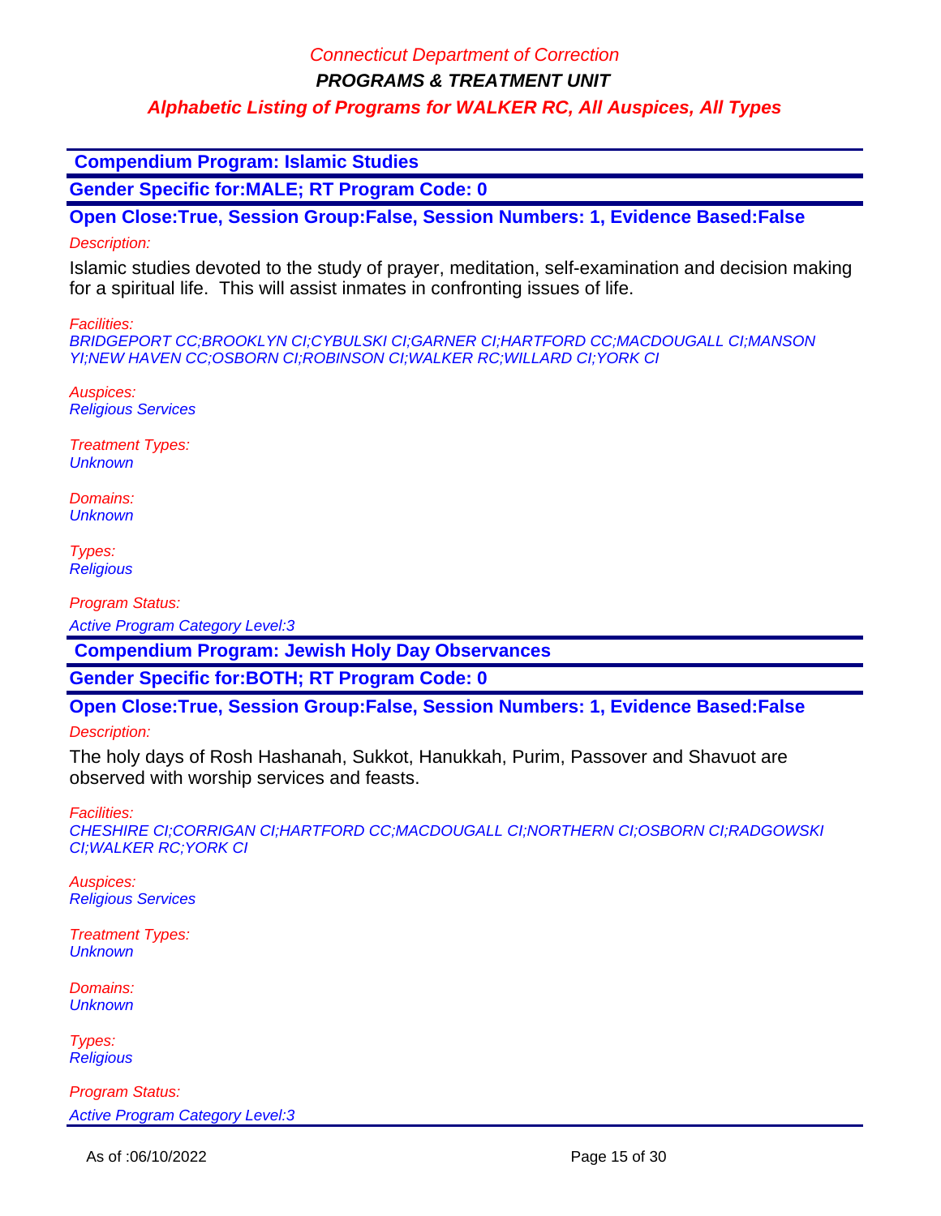# Connecticut Department of Correction

## PROGRAMS & TREATMENT UNIT

### Alphabetic Listing of Programs for WALKER RC, All Auspices, All Types

**Compendium Program: Islamic Studies**

**Gender Specific for:MALE; RT Program Code: 0**

**Open Close:True, Session Group:False, Session Numbers: 1, Evidence Based:False**

*Description:*

Islamic studies devoted to the study of prayer, meditation, self-examination and decision making for a spiritual life. This will assist inmates in confronting issues of life.

*Facilities:*
*BRIDGEPORT CC;BROOKLYN CI;CYBULSKI CI;GARNER CI;HARTFORD CC;MACDOUGALL CI;MANSON YI;NEW HAVEN CC;OSBORN CI;ROBINSON CI;WALKER RC;WILLARD CI;YORK CI*

*Auspices:*
*Religious Services*

*Treatment Types:*
*Unknown*

*Domains:*
*Unknown*

*Types:*
*Religious*

*Program Status:*
*Active Program Category Level:3*

**Compendium Program: Jewish Holy Day Observances**

**Gender Specific for:BOTH; RT Program Code: 0**

**Open Close:True, Session Group:False, Session Numbers: 1, Evidence Based:False**

*Description:*

The holy days of Rosh Hashanah, Sukkot, Hanukkah, Purim, Passover and Shavuot are observed with worship services and feasts.

*Facilities:*
*CHESHIRE CI;CORRIGAN CI;HARTFORD CC;MACDOUGALL CI;NORTHERN CI;OSBORN CI;RADGOWSKI CI;WALKER RC;YORK CI*

*Auspices:*
*Religious Services*

*Treatment Types:*
*Unknown*

*Domains:*
*Unknown*

*Types:*
*Religious*

*Program Status:*
*Active Program Category Level:3*

As of :06/10/2022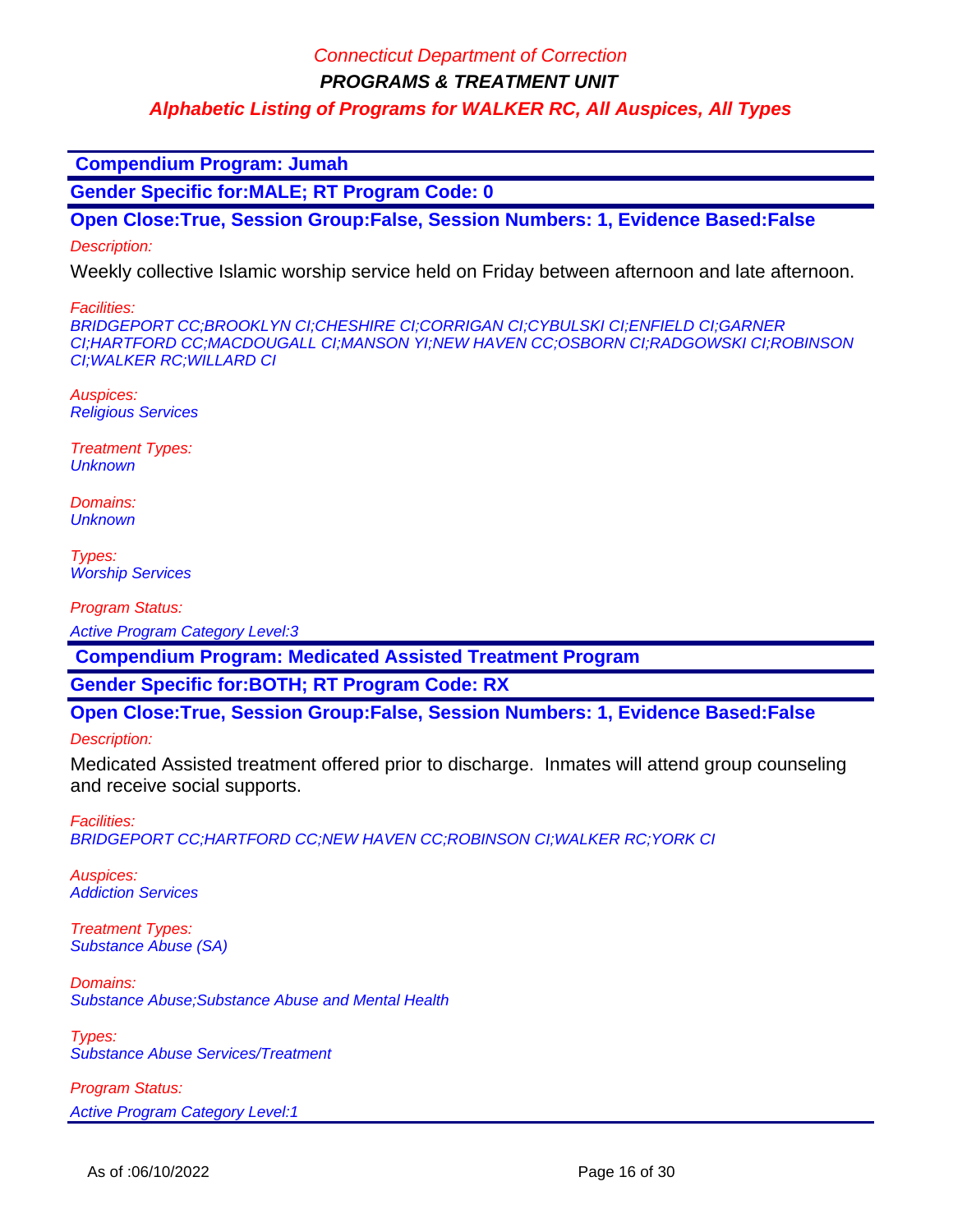## Compendium Program: Jumah

**Gender Specific for:MALE; RT Program Code: 0**

**Open Close:True, Session Group:False, Session Numbers: 1, Evidence Based:False**

*Description:*

Weekly collective Islamic worship service held on Friday between afternoon and late afternoon.

*Facilities:*
BRIDGEPORT CC;BROOKLYN CI;CHESHIRE CI;CORRIGAN CI;CYBULSKI CI;ENFIELD CI;GARNER CI;HARTFORD CC;MACDOUGALL CI;MANSON YI;NEW HAVEN CC;OSBORN CI;RADGOWSKI CI;ROBINSON CI;WALKER RC;WILLARD CI

*Auspices:*
Religious Services

*Treatment Types:*
Unknown

*Domains:*
Unknown

*Types:*
Worship Services

*Program Status:*
Active Program Category Level:3

## Compendium Program: Medicated Assisted Treatment Program

**Gender Specific for:BOTH; RT Program Code: RX**

**Open Close:True, Session Group:False, Session Numbers: 1, Evidence Based:False**

*Description:*

Medicated Assisted treatment offered prior to discharge. Inmates will attend group counseling and receive social supports.

*Facilities:*
BRIDGEPORT CC;HARTFORD CC;NEW HAVEN CC;ROBINSON CI;WALKER RC;YORK CI

*Auspices:*
Addiction Services

*Treatment Types:*
Substance Abuse (SA)

*Domains:*
Substance Abuse;Substance Abuse and Mental Health

*Types:*
Substance Abuse Services/Treatment

*Program Status:*
Active Program Category Level:1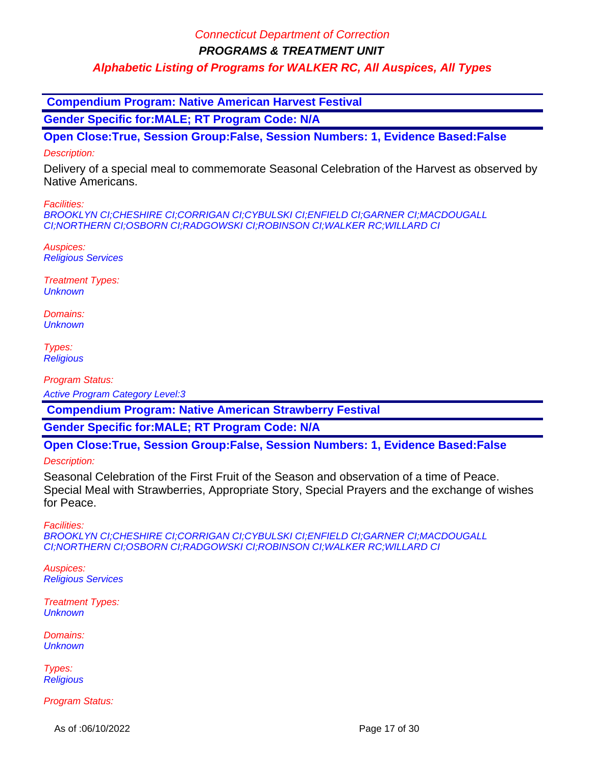**Compendium Program: Native American Harvest Festival**

**Gender Specific for:MALE; RT Program Code: N/A**

**Open Close:True, Session Group:False, Session Numbers: 1, Evidence Based:False**

*Description:*

Delivery of a special meal to commemorate Seasonal Celebration of the Harvest as observed by Native Americans.

*Facilities:*
*BROOKLYN CI;CHESHIRE CI;CORRIGAN CI;CYBULSKI CI;ENFIELD CI;GARNER CI;MACDOUGALL CI;NORTHERN CI;OSBORN CI;RADGOWSKI CI;ROBINSON CI;WALKER RC;WILLARD CI*

*Auspices:*
*Religious Services*

*Treatment Types:*
*Unknown*

*Domains:*
*Unknown*

*Types:*
*Religious*

*Program Status:*
*Active Program Category Level:3*

**Compendium Program: Native American Strawberry Festival**

**Gender Specific for:MALE; RT Program Code: N/A**

**Open Close:True, Session Group:False, Session Numbers: 1, Evidence Based:False**

*Description:*

Seasonal Celebration of the First Fruit of the Season and observation of a time of Peace. Special Meal with Strawberries, Appropriate Story, Special Prayers and the exchange of wishes for Peace.

*Facilities:*
*BROOKLYN CI;CHESHIRE CI;CORRIGAN CI;CYBULSKI CI;ENFIELD CI;GARNER CI;MACDOUGALL CI;NORTHERN CI;OSBORN CI;RADGOWSKI CI;ROBINSON CI;WALKER RC;WILLARD CI*

*Auspices:*
*Religious Services*

*Treatment Types:*
*Unknown*

*Domains:*
*Unknown*

*Types:*
*Religious*

*Program Status:*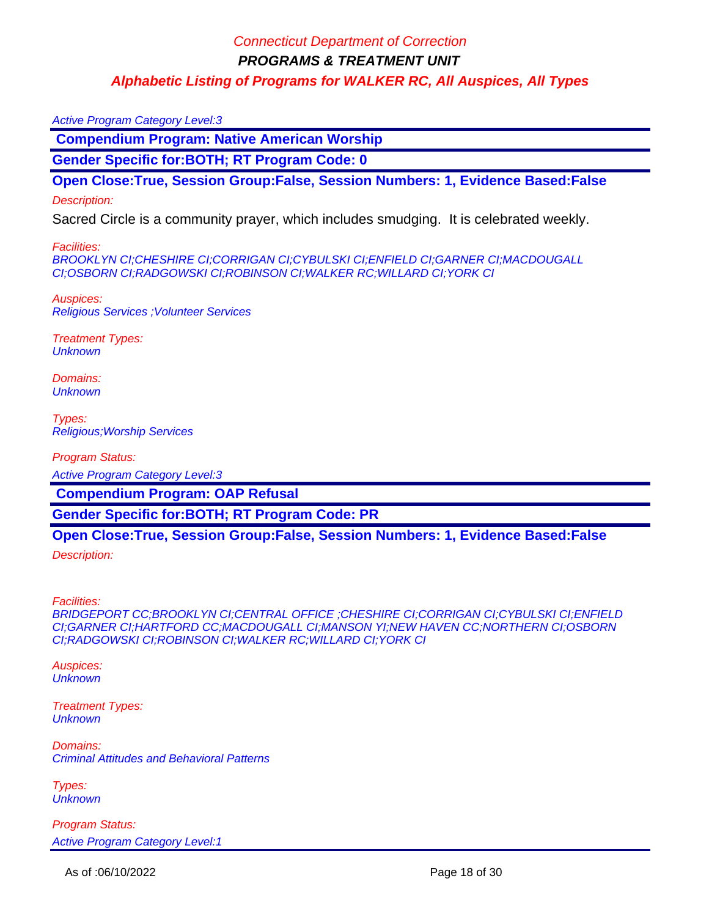Active Program Category Level:3

## Compendium Program: Native American Worship

**Gender Specific for:BOTH; RT Program Code: 0**

**Open Close:True, Session Group:False, Session Numbers: 1, Evidence Based:False**

*Description:*

Sacred Circle is a community prayer, which includes smudging.  It is celebrated weekly.

*Facilities:*
*BROOKLYN CI;CHESHIRE CI;CORRIGAN CI;CYBULSKI CI;ENFIELD CI;GARNER CI;MACDOUGALL CI;OSBORN CI;RADGOWSKI CI;ROBINSON CI;WALKER RC;WILLARD CI;YORK CI*

*Auspices:*
*Religious Services ;Volunteer Services*

*Treatment Types:*
*Unknown*

*Domains:*
*Unknown*

*Types:*
*Religious;Worship Services*

*Program Status:*
*Active Program Category Level:3*

## Compendium Program: OAP Refusal

**Gender Specific for:BOTH; RT Program Code: PR**

**Open Close:True, Session Group:False, Session Numbers: 1, Evidence Based:False**

*Description:*

*Facilities:*
*BRIDGEPORT CC;BROOKLYN CI;CENTRAL OFFICE ;CHESHIRE CI;CORRIGAN CI;CYBULSKI CI;ENFIELD CI;GARNER CI;HARTFORD CC;MACDOUGALL CI;MANSON YI;NEW HAVEN CC;NORTHERN CI;OSBORN CI;RADGOWSKI CI;ROBINSON CI;WALKER RC;WILLARD CI;YORK CI*

*Auspices:*
*Unknown*

*Treatment Types:*
*Unknown*

*Domains:*
*Criminal Attitudes and Behavioral Patterns*

*Types:*
*Unknown*

*Program Status:*
*Active Program Category Level:1*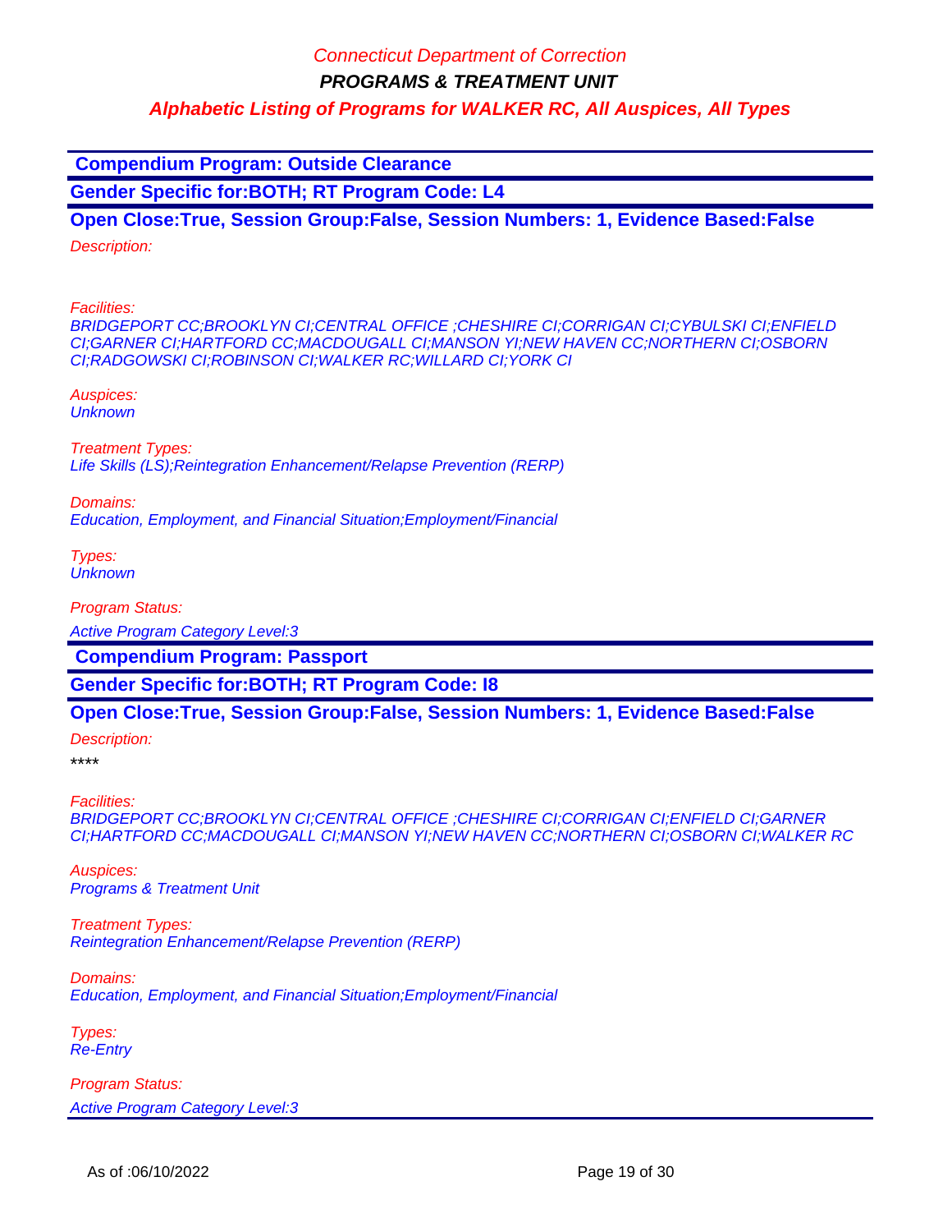**Compendium Program: Outside Clearance**

**Gender Specific for:BOTH; RT Program Code: L4**

**Open Close:True, Session Group:False, Session Numbers: 1, Evidence Based:False**

*Description:*

*Facilities:*
*BRIDGEPORT CC;BROOKLYN CI;CENTRAL OFFICE ;CHESHIRE CI;CORRIGAN CI;CYBULSKI CI;ENFIELD CI;GARNER CI;HARTFORD CC;MACDOUGALL CI;MANSON YI;NEW HAVEN CC;NORTHERN CI;OSBORN CI;RADGOWSKI CI;ROBINSON CI;WALKER RC;WILLARD CI;YORK CI*

*Auspices:*
*Unknown*

*Treatment Types:*
*Life Skills (LS);Reintegration Enhancement/Relapse Prevention (RERP)*

*Domains:*
*Education, Employment, and Financial Situation;Employment/Financial*

*Types:*
*Unknown*

*Program Status:*
*Active Program Category Level:3*

**Compendium Program: Passport**

**Gender Specific for:BOTH; RT Program Code: I8**

**Open Close:True, Session Group:False, Session Numbers: 1, Evidence Based:False**

*Description:*
****

*Facilities:*
*BRIDGEPORT CC;BROOKLYN CI;CENTRAL OFFICE ;CHESHIRE CI;CORRIGAN CI;ENFIELD CI;GARNER CI;HARTFORD CC;MACDOUGALL CI;MANSON YI;NEW HAVEN CC;NORTHERN CI;OSBORN CI;WALKER RC*

*Auspices:*
*Programs & Treatment Unit*

*Treatment Types:*
*Reintegration Enhancement/Relapse Prevention (RERP)*

*Domains:*
*Education, Employment, and Financial Situation;Employment/Financial*

*Types:*
*Re-Entry*

*Program Status:*
*Active Program Category Level:3*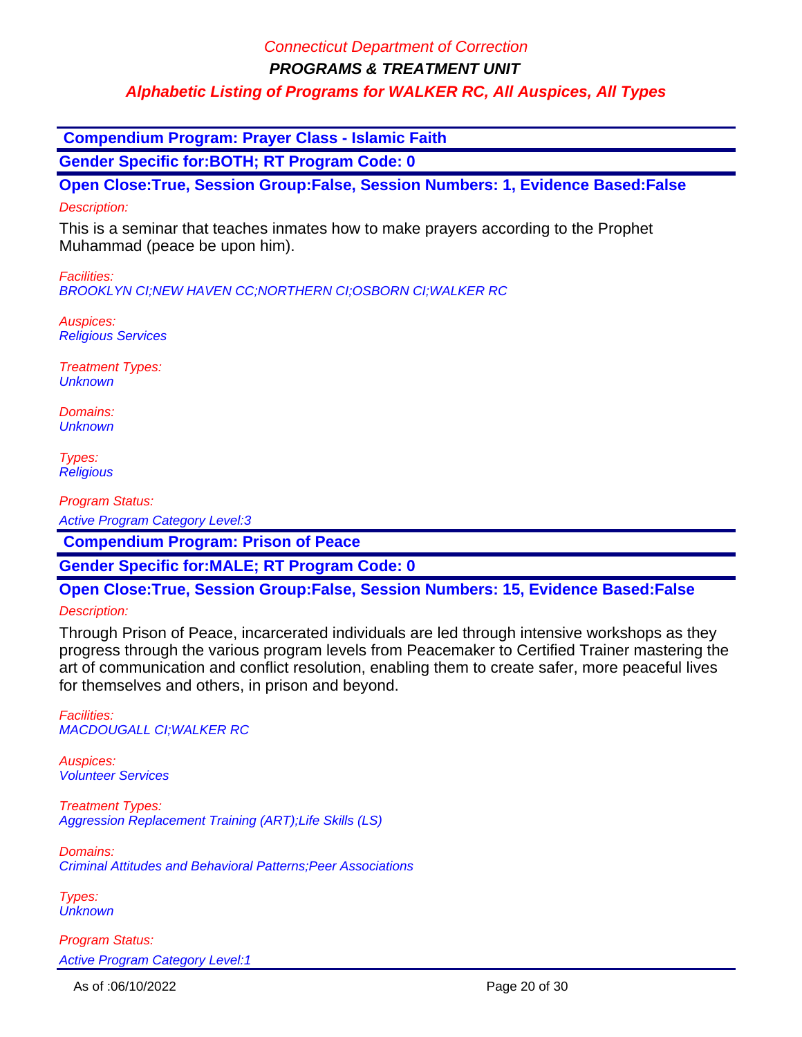Connecticut Department of Correction

**PROGRAMS & TREATMENT UNIT**

**Alphabetic Listing of Programs for WALKER RC, All Auspices, All Types**

## Compendium Program: Prayer Class - Islamic Faith

**Gender Specific for:BOTH; RT Program Code: 0**

**Open Close:True, Session Group:False, Session Numbers: 1, Evidence Based:False**

*Description:*

This is a seminar that teaches inmates how to make prayers according to the Prophet Muhammad (peace be upon him).

*Facilities:*
*BROOKLYN CI;NEW HAVEN CC;NORTHERN CI;OSBORN CI;WALKER RC*

*Auspices:*
*Religious Services*

*Treatment Types:*
*Unknown*

*Domains:*
*Unknown*

*Types:*
*Religious*

*Program Status:*
*Active Program Category Level:3*

## Compendium Program: Prison of Peace

**Gender Specific for:MALE; RT Program Code: 0**

**Open Close:True, Session Group:False, Session Numbers: 15, Evidence Based:False**

*Description:*

Through Prison of Peace, incarcerated individuals are led through intensive workshops as they progress through the various program levels from Peacemaker to Certified Trainer mastering the art of communication and conflict resolution, enabling them to create safer, more peaceful lives for themselves and others, in prison and beyond.

*Facilities:*
*MACDOUGALL CI;WALKER RC*

*Auspices:*
*Volunteer Services*

*Treatment Types:*
*Aggression Replacement Training (ART);Life Skills (LS)*

*Domains:*
*Criminal Attitudes and Behavioral Patterns;Peer Associations*

*Types:*
*Unknown*

*Program Status:*
*Active Program Category Level:1*

As of :06/10/2022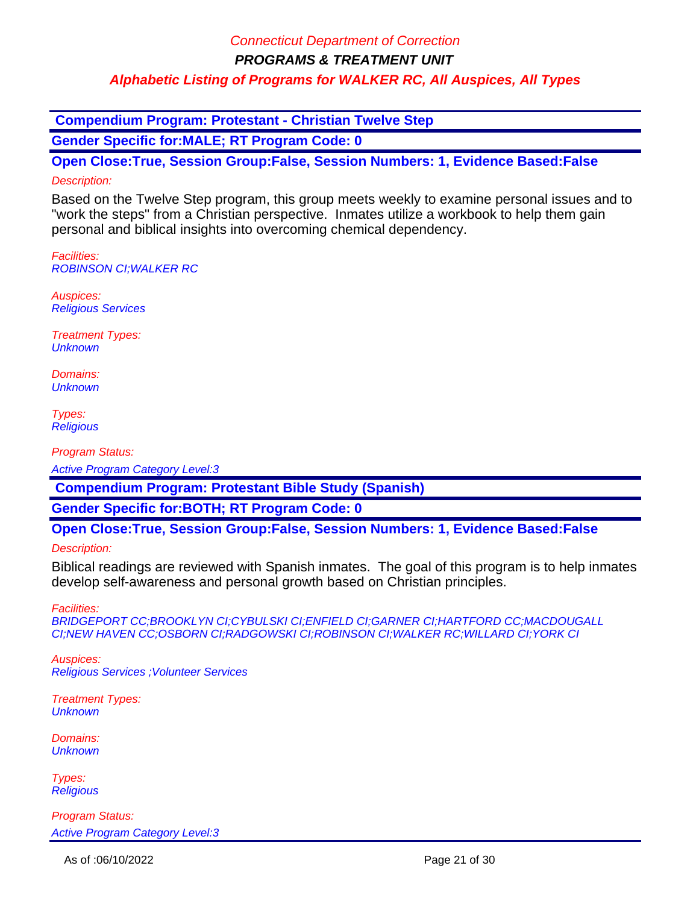**Compendium Program: Protestant - Christian Twelve Step**

**Gender Specific for:MALE; RT Program Code: 0**

**Open Close:True, Session Group:False, Session Numbers: 1, Evidence Based:False**

*Description:*

Based on the Twelve Step program, this group meets weekly to examine personal issues and to "work the steps" from a Christian perspective. Inmates utilize a workbook to help them gain personal and biblical insights into overcoming chemical dependency.

*Facilities:*
*ROBINSON CI;WALKER RC*

*Auspices:*
*Religious Services*

*Treatment Types:*
*Unknown*

*Domains:*
*Unknown*

*Types:*
*Religious*

*Program Status:*

*Active Program Category Level:3*

**Compendium Program: Protestant Bible Study (Spanish)**

**Gender Specific for:BOTH; RT Program Code: 0**

**Open Close:True, Session Group:False, Session Numbers: 1, Evidence Based:False**

*Description:*

Biblical readings are reviewed with Spanish inmates. The goal of this program is to help inmates develop self-awareness and personal growth based on Christian principles.

*Facilities:*
*BRIDGEPORT CC;BROOKLYN CI;CYBULSKI CI;ENFIELD CI;GARNER CI;HARTFORD CC;MACDOUGALL CI;NEW HAVEN CC;OSBORN CI;RADGOWSKI CI;ROBINSON CI;WALKER RC;WILLARD CI;YORK CI*

*Auspices:*
*Religious Services ;Volunteer Services*

*Treatment Types:*
*Unknown*

*Domains:*
*Unknown*

*Types:*
*Religious*

*Program Status:*

*Active Program Category Level:3*

As of :06/10/2022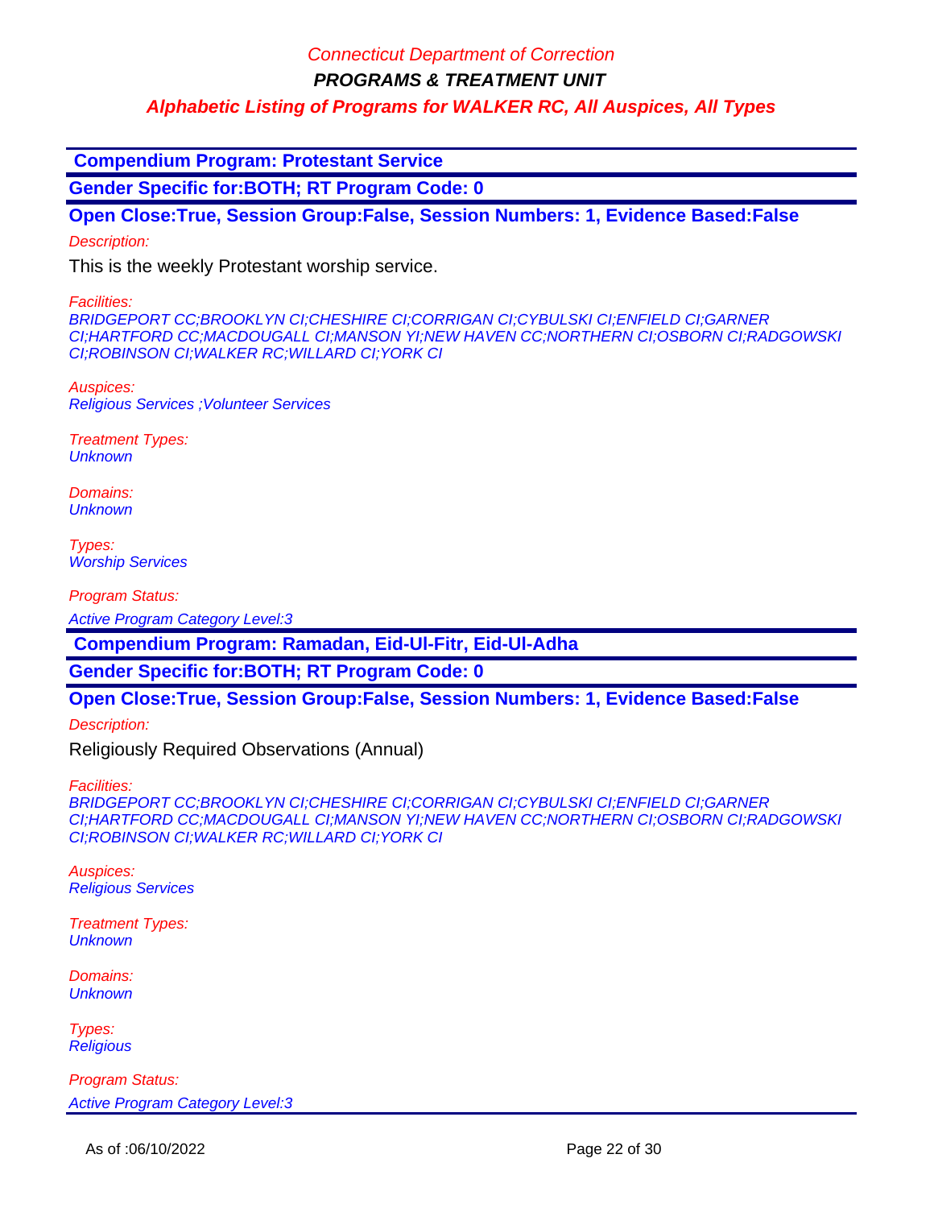## Compendium Program: Protestant Service

**Gender Specific for:BOTH; RT Program Code: 0**

**Open Close:True, Session Group:False, Session Numbers: 1, Evidence Based:False**

*Description:*

This is the weekly Protestant worship service.

*Facilities:*
*BRIDGEPORT CC;BROOKLYN CI;CHESHIRE CI;CORRIGAN CI;CYBULSKI CI;ENFIELD CI;GARNER CI;HARTFORD CC;MACDOUGALL CI;MANSON YI;NEW HAVEN CC;NORTHERN CI;OSBORN CI;RADGOWSKI CI;ROBINSON CI;WALKER RC;WILLARD CI;YORK CI*

*Auspices:*
*Religious Services ;Volunteer Services*

*Treatment Types:*
*Unknown*

*Domains:*
*Unknown*

*Types:*
*Worship Services*

*Program Status:*
*Active Program Category Level:3*

## Compendium Program: Ramadan, Eid-Ul-Fitr, Eid-Ul-Adha

**Gender Specific for:BOTH; RT Program Code: 0**

**Open Close:True, Session Group:False, Session Numbers: 1, Evidence Based:False**

*Description:*

Religiously Required Observations (Annual)

*Facilities:*
*BRIDGEPORT CC;BROOKLYN CI;CHESHIRE CI;CORRIGAN CI;CYBULSKI CI;ENFIELD CI;GARNER CI;HARTFORD CC;MACDOUGALL CI;MANSON YI;NEW HAVEN CC;NORTHERN CI;OSBORN CI;RADGOWSKI CI;ROBINSON CI;WALKER RC;WILLARD CI;YORK CI*

*Auspices:*
*Religious Services*

*Treatment Types:*
*Unknown*

*Domains:*
*Unknown*

*Types:*
*Religious*

*Program Status:*
*Active Program Category Level:3*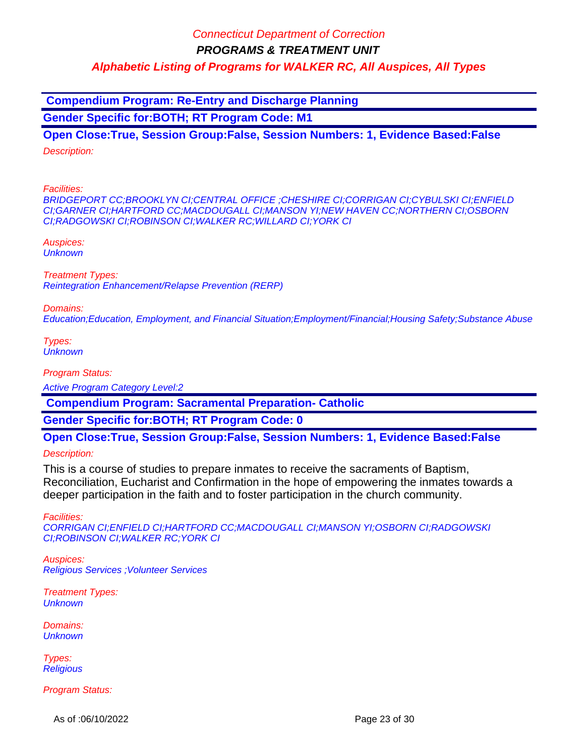**Compendium Program: Re-Entry and Discharge Planning**

**Gender Specific for:BOTH; RT Program Code: M1**

**Open Close:True, Session Group:False, Session Numbers: 1, Evidence Based:False**

*Description:*

*Facilities:*
*BRIDGEPORT CC;BROOKLYN CI;CENTRAL OFFICE ;CHESHIRE CI;CORRIGAN CI;CYBULSKI CI;ENFIELD CI;GARNER CI;HARTFORD CC;MACDOUGALL CI;MANSON YI;NEW HAVEN CC;NORTHERN CI;OSBORN CI;RADGOWSKI CI;ROBINSON CI;WALKER RC;WILLARD CI;YORK CI*

*Auspices:*
*Unknown*

*Treatment Types:*
*Reintegration Enhancement/Relapse Prevention (RERP)*

*Domains:*
*Education;Education, Employment, and Financial Situation;Employment/Financial;Housing Safety;Substance Abuse*

*Types:*
*Unknown*

*Program Status:*

*Active Program Category Level:2*

**Compendium Program: Sacramental Preparation- Catholic**

**Gender Specific for:BOTH; RT Program Code: 0**

**Open Close:True, Session Group:False, Session Numbers: 1, Evidence Based:False**

*Description:*

This is a course of studies to prepare inmates to receive the sacraments of Baptism, Reconciliation, Eucharist and Confirmation in the hope of empowering the inmates towards a deeper participation in the faith and to foster participation in the church community.

*Facilities:*
*CORRIGAN CI;ENFIELD CI;HARTFORD CC;MACDOUGALL CI;MANSON YI;OSBORN CI;RADGOWSKI CI;ROBINSON CI;WALKER RC;YORK CI*

*Auspices:*
*Religious Services ;Volunteer Services*

*Treatment Types:*
*Unknown*

*Domains:*
*Unknown*

*Types:*
*Religious*

*Program Status:*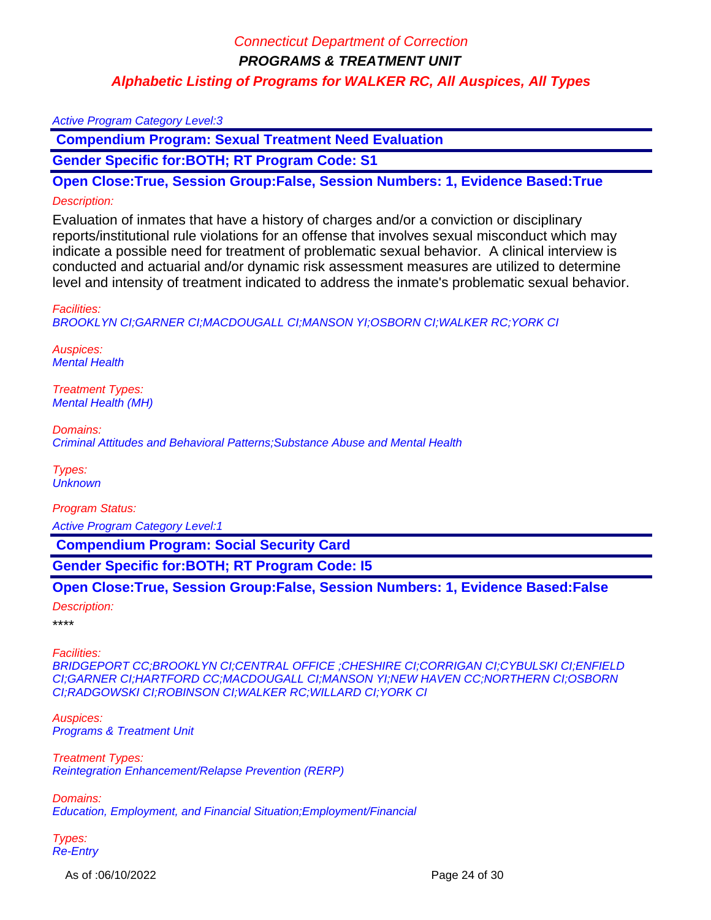Active Program Category Level:3

**Compendium Program: Sexual Treatment Need Evaluation**

**Gender Specific for:BOTH; RT Program Code: S1**

**Open Close:True, Session Group:False, Session Numbers: 1, Evidence Based:True**

*Description:*

Evaluation of inmates that have a history of charges and/or a conviction or disciplinary reports/institutional rule violations for an offense that involves sexual misconduct which may indicate a possible need for treatment of problematic sexual behavior. A clinical interview is conducted and actuarial and/or dynamic risk assessment measures are utilized to determine level and intensity of treatment indicated to address the inmate's problematic sexual behavior.

*Facilities:*
*BROOKLYN CI;GARNER CI;MACDOUGALL CI;MANSON YI;OSBORN CI;WALKER RC;YORK CI*

*Auspices:*
*Mental Health*

*Treatment Types:*
*Mental Health (MH)*

*Domains:*
*Criminal Attitudes and Behavioral Patterns;Substance Abuse and Mental Health*

*Types:*
*Unknown*

*Program Status:*

Active Program Category Level:1

**Compendium Program: Social Security Card**

**Gender Specific for:BOTH; RT Program Code: I5**

**Open Close:True, Session Group:False, Session Numbers: 1, Evidence Based:False**

*Description:*

****

*Facilities:*
*BRIDGEPORT CC;BROOKLYN CI;CENTRAL OFFICE ;CHESHIRE CI;CORRIGAN CI;CYBULSKI CI;ENFIELD CI;GARNER CI;HARTFORD CC;MACDOUGALL CI;MANSON YI;NEW HAVEN CC;NORTHERN CI;OSBORN CI;RADGOWSKI CI;ROBINSON CI;WALKER RC;WILLARD CI;YORK CI*

*Auspices:*
*Programs & Treatment Unit*

*Treatment Types:*
*Reintegration Enhancement/Relapse Prevention (RERP)*

*Domains:*
*Education, Employment, and Financial Situation;Employment/Financial*

*Types:*
*Re-Entry*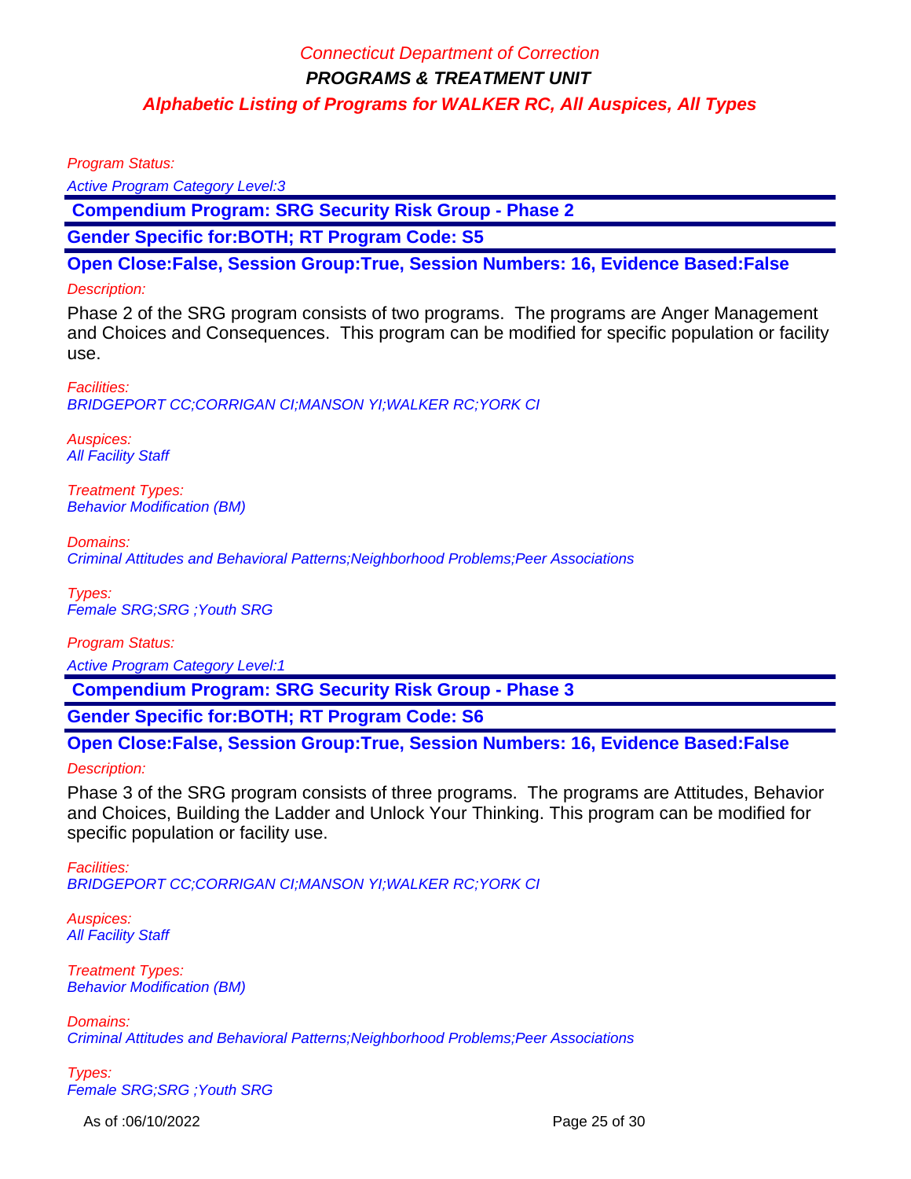Program Status:

Active Program Category Level:3

**Compendium Program: SRG Security Risk Group - Phase 2**

**Gender Specific for:BOTH; RT Program Code: S5**

**Open Close:False, Session Group:True, Session Numbers: 16, Evidence Based:False**

Description:

Phase 2 of the SRG program consists of two programs. The programs are Anger Management and Choices and Consequences. This program can be modified for specific population or facility use.

Facilities:
BRIDGEPORT CC;CORRIGAN CI;MANSON YI;WALKER RC;YORK CI

Auspices:
All Facility Staff

Treatment Types:
Behavior Modification (BM)

Domains:
Criminal Attitudes and Behavioral Patterns;Neighborhood Problems;Peer Associations

Types:
Female SRG;SRG ;Youth SRG

Program Status:

Active Program Category Level:1

**Compendium Program: SRG Security Risk Group - Phase 3**

**Gender Specific for:BOTH; RT Program Code: S6**

**Open Close:False, Session Group:True, Session Numbers: 16, Evidence Based:False**

Description:

Phase 3 of the SRG program consists of three programs. The programs are Attitudes, Behavior and Choices, Building the Ladder and Unlock Your Thinking. This program can be modified for specific population or facility use.

Facilities:
BRIDGEPORT CC;CORRIGAN CI;MANSON YI;WALKER RC;YORK CI

Auspices:
All Facility Staff

Treatment Types:
Behavior Modification (BM)

Domains:
Criminal Attitudes and Behavioral Patterns;Neighborhood Problems;Peer Associations

Types:
Female SRG;SRG ;Youth SRG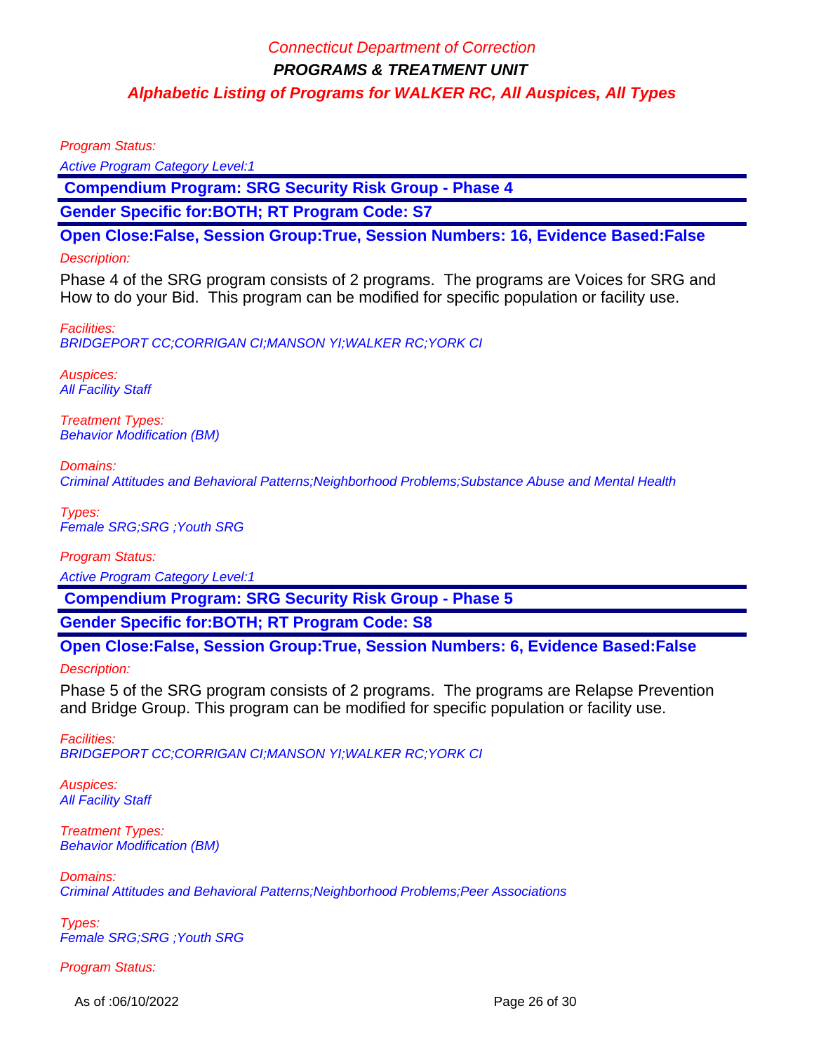Program Status:

Active Program Category Level:1

**Compendium Program: SRG Security Risk Group - Phase 4**

**Gender Specific for:BOTH; RT Program Code: S7**

**Open Close:False, Session Group:True, Session Numbers: 16, Evidence Based:False**

Description:

Phase 4 of the SRG program consists of 2 programs. The programs are Voices for SRG and How to do your Bid. This program can be modified for specific population or facility use.

Facilities:
BRIDGEPORT CC;CORRIGAN CI;MANSON YI;WALKER RC;YORK CI

Auspices:
All Facility Staff

Treatment Types:
Behavior Modification (BM)

Domains:
Criminal Attitudes and Behavioral Patterns;Neighborhood Problems;Substance Abuse and Mental Health

Types:
Female SRG;SRG ;Youth SRG

Program Status:

Active Program Category Level:1

**Compendium Program: SRG Security Risk Group - Phase 5**

**Gender Specific for:BOTH; RT Program Code: S8**

**Open Close:False, Session Group:True, Session Numbers: 6, Evidence Based:False**

Description:

Phase 5 of the SRG program consists of 2 programs. The programs are Relapse Prevention and Bridge Group. This program can be modified for specific population or facility use.

Facilities:
BRIDGEPORT CC;CORRIGAN CI;MANSON YI;WALKER RC;YORK CI

Auspices:
All Facility Staff

Treatment Types:
Behavior Modification (BM)

Domains:
Criminal Attitudes and Behavioral Patterns;Neighborhood Problems;Peer Associations

Types:
Female SRG;SRG ;Youth SRG

Program Status: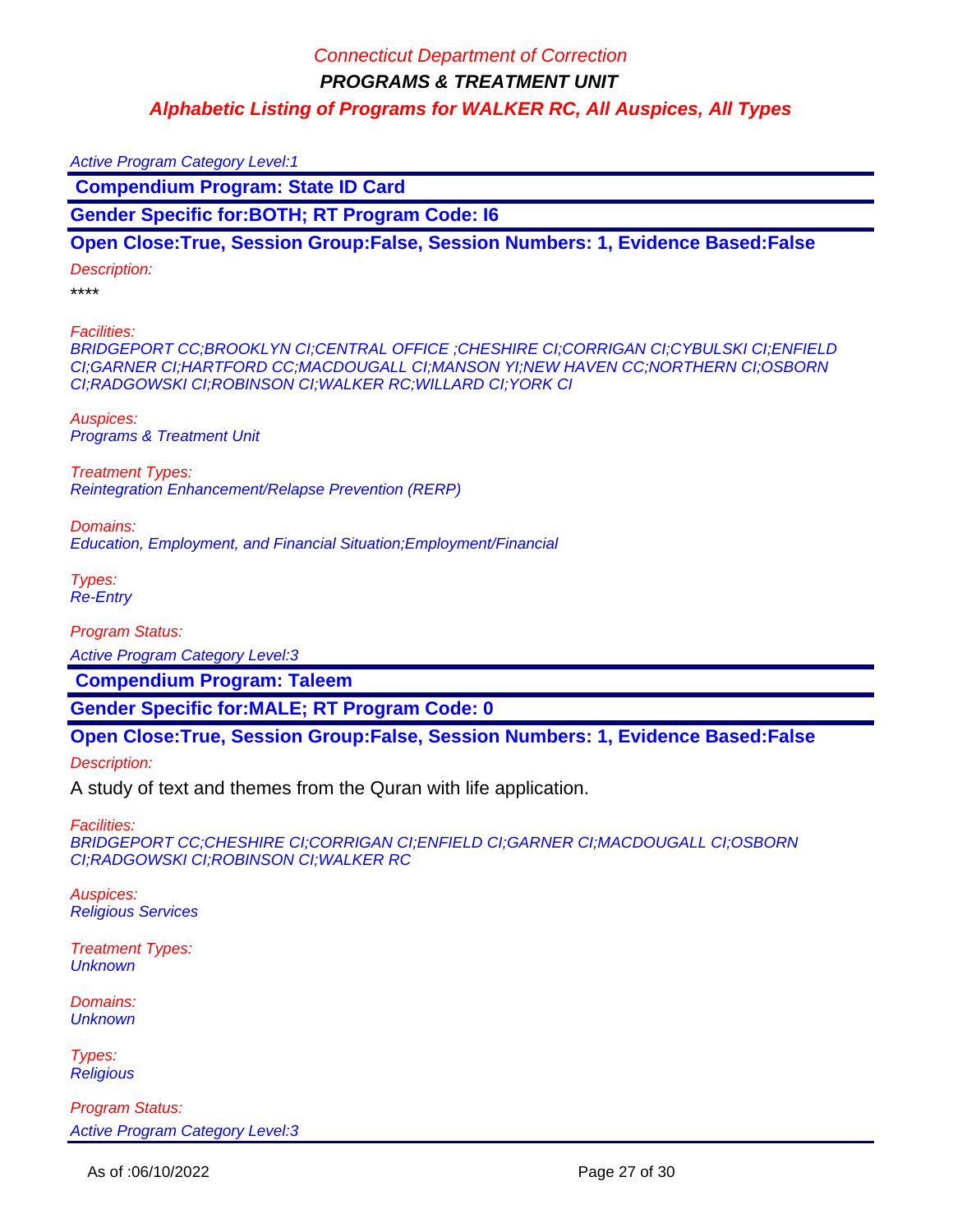Active Program Category Level:1

## Compendium Program: State ID Card

**Gender Specific for:BOTH; RT Program Code: I6**

**Open Close:True, Session Group:False, Session Numbers: 1, Evidence Based:False**

*Description:*

****

*Facilities:*
*BRIDGEPORT CC;BROOKLYN CI;CENTRAL OFFICE ;CHESHIRE CI;CORRIGAN CI;CYBULSKI CI;ENFIELD CI;GARNER CI;HARTFORD CC;MACDOUGALL CI;MANSON YI;NEW HAVEN CC;NORTHERN CI;OSBORN CI;RADGOWSKI CI;ROBINSON CI;WALKER RC;WILLARD CI;YORK CI*

*Auspices:*
*Programs & Treatment Unit*

*Treatment Types:*
*Reintegration Enhancement/Relapse Prevention (RERP)*

*Domains:*
*Education, Employment, and Financial Situation;Employment/Financial*

*Types:*
*Re-Entry*

*Program Status:*
*Active Program Category Level:3*

## Compendium Program: Taleem

**Gender Specific for:MALE; RT Program Code: 0**

**Open Close:True, Session Group:False, Session Numbers: 1, Evidence Based:False**

*Description:*

A study of text and themes from the Quran with life application.

*Facilities:*
*BRIDGEPORT CC;CHESHIRE CI;CORRIGAN CI;ENFIELD CI;GARNER CI;MACDOUGALL CI;OSBORN CI;RADGOWSKI CI;ROBINSON CI;WALKER RC*

*Auspices:*
*Religious Services*

*Treatment Types:*
*Unknown*

*Domains:*
*Unknown*

*Types:*
*Religious*

*Program Status:*
*Active Program Category Level:3*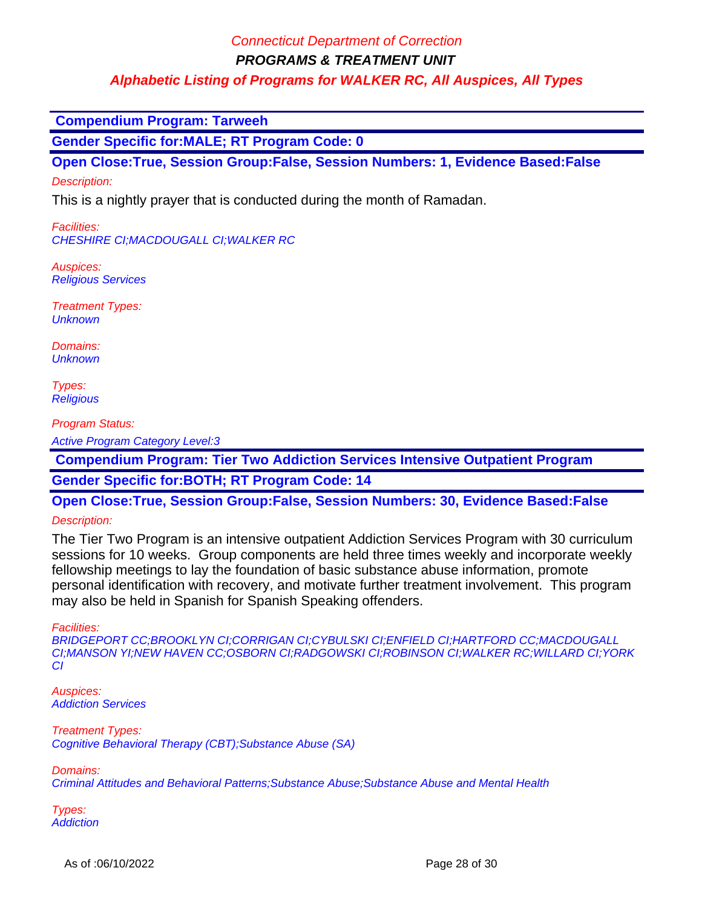Connecticut Department of Correction

**PROGRAMS & TREATMENT UNIT**

**Alphabetic Listing of Programs for WALKER RC, All Auspices, All Types**

## Compendium Program: Tarweeh

**Gender Specific for:MALE; RT Program Code: 0**

**Open Close:True, Session Group:False, Session Numbers: 1, Evidence Based:False**

*Description:*

This is a nightly prayer that is conducted during the month of Ramadan.

*Facilities:*
CHESHIRE CI;MACDOUGALL CI;WALKER RC

*Auspices:*
Religious Services

*Treatment Types:*
Unknown

*Domains:*
Unknown

*Types:*
Religious

*Program Status:*

Active Program Category Level:3

## Compendium Program: Tier Two Addiction Services Intensive Outpatient Program

**Gender Specific for:BOTH; RT Program Code: 14**

**Open Close:True, Session Group:False, Session Numbers: 30, Evidence Based:False**

*Description:*

The Tier Two Program is an intensive outpatient Addiction Services Program with 30 curriculum sessions for 10 weeks. Group components are held three times weekly and incorporate weekly fellowship meetings to lay the foundation of basic substance abuse information, promote personal identification with recovery, and motivate further treatment involvement. This program may also be held in Spanish for Spanish Speaking offenders.

*Facilities:*
BRIDGEPORT CC;BROOKLYN CI;CORRIGAN CI;CYBULSKI CI;ENFIELD CI;HARTFORD CC;MACDOUGALL CI;MANSON YI;NEW HAVEN CC;OSBORN CI;RADGOWSKI CI;ROBINSON CI;WALKER RC;WILLARD CI;YORK CI

*Auspices:*
Addiction Services

*Treatment Types:*
Cognitive Behavioral Therapy (CBT);Substance Abuse (SA)

*Domains:*
Criminal Attitudes and Behavioral Patterns;Substance Abuse;Substance Abuse and Mental Health

*Types:*
Addiction

As of :06/10/2022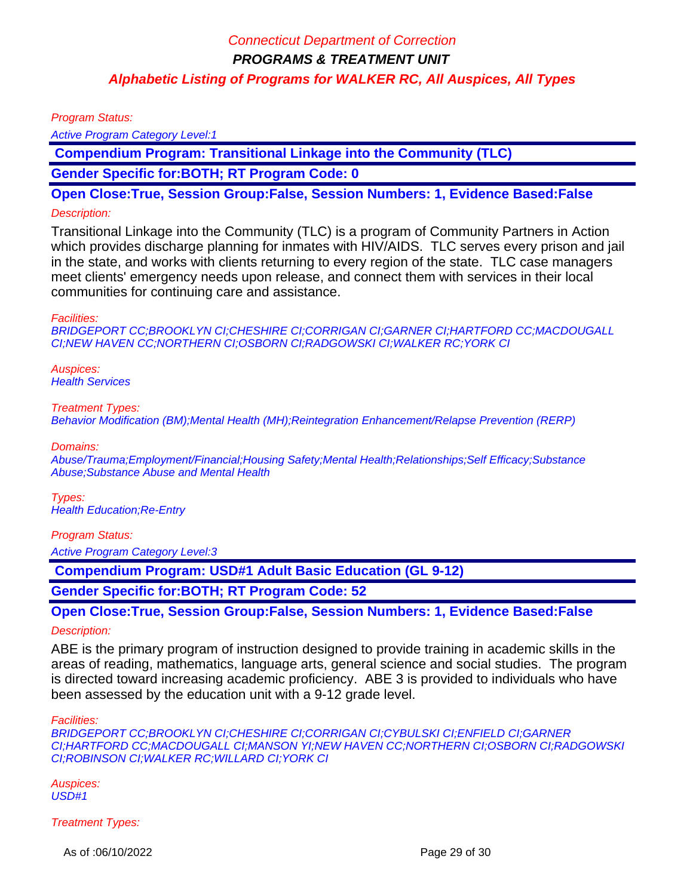Program Status:

Active Program Category Level:1

**Compendium Program: Transitional Linkage into the Community (TLC)**

**Gender Specific for:BOTH; RT Program Code: 0**

**Open Close:True, Session Group:False, Session Numbers: 1, Evidence Based:False**

Description:

Transitional Linkage into the Community (TLC) is a program of Community Partners in Action which provides discharge planning for inmates with HIV/AIDS. TLC serves every prison and jail in the state, and works with clients returning to every region of the state. TLC case managers meet clients' emergency needs upon release, and connect them with services in their local communities for continuing care and assistance.

Facilities:
BRIDGEPORT CC;BROOKLYN CI;CHESHIRE CI;CORRIGAN CI;GARNER CI;HARTFORD CC;MACDOUGALL CI;NEW HAVEN CC;NORTHERN CI;OSBORN CI;RADGOWSKI CI;WALKER RC;YORK CI

Auspices:
Health Services

Treatment Types:
Behavior Modification (BM);Mental Health (MH);Reintegration Enhancement/Relapse Prevention (RERP)

Domains:
Abuse/Trauma;Employment/Financial;Housing Safety;Mental Health;Relationships;Self Efficacy;Substance Abuse;Substance Abuse and Mental Health

Types:
Health Education;Re-Entry

Program Status:

Active Program Category Level:3

**Compendium Program: USD#1 Adult Basic Education (GL 9-12)**

**Gender Specific for:BOTH; RT Program Code: 52**

**Open Close:True, Session Group:False, Session Numbers: 1, Evidence Based:False**

Description:

ABE is the primary program of instruction designed to provide training in academic skills in the areas of reading, mathematics, language arts, general science and social studies. The program is directed toward increasing academic proficiency. ABE 3 is provided to individuals who have been assessed by the education unit with a 9-12 grade level.

Facilities:
BRIDGEPORT CC;BROOKLYN CI;CHESHIRE CI;CORRIGAN CI;CYBULSKI CI;ENFIELD CI;GARNER CI;HARTFORD CC;MACDOUGALL CI;MANSON YI;NEW HAVEN CC;NORTHERN CI;OSBORN CI;RADGOWSKI CI;ROBINSON CI;WALKER RC;WILLARD CI;YORK CI

Auspices:
USD#1

Treatment Types: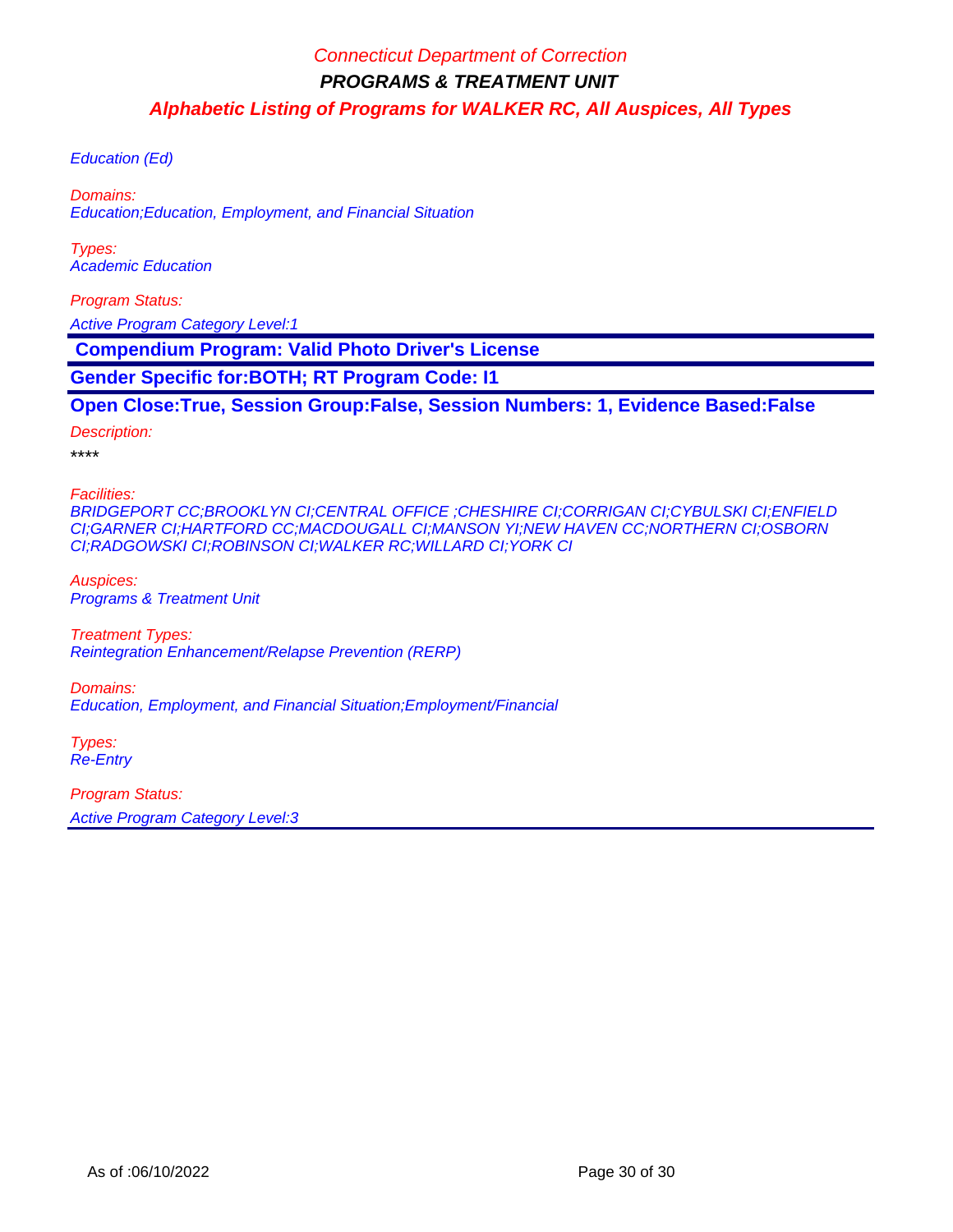Education (Ed)

Domains:
Education;Education, Employment, and Financial Situation

Types:
Academic Education

Program Status:

Active Program Category Level:1

**Compendium Program: Valid Photo Driver's License**

**Gender Specific for:BOTH; RT Program Code: I1**

**Open Close:True, Session Group:False, Session Numbers: 1, Evidence Based:False**

Description:

****

Facilities:
BRIDGEPORT CC;BROOKLYN CI;CENTRAL OFFICE ;CHESHIRE CI;CORRIGAN CI;CYBULSKI CI;ENFIELD CI;GARNER CI;HARTFORD CC;MACDOUGALL CI;MANSON YI;NEW HAVEN CC;NORTHERN CI;OSBORN CI;RADGOWSKI CI;ROBINSON CI;WALKER RC;WILLARD CI;YORK CI

Auspices:
Programs & Treatment Unit

Treatment Types:
Reintegration Enhancement/Relapse Prevention (RERP)

Domains:
Education, Employment, and Financial Situation;Employment/Financial

Types:
Re-Entry

Program Status:

Active Program Category Level:3

As of :06/10/2022